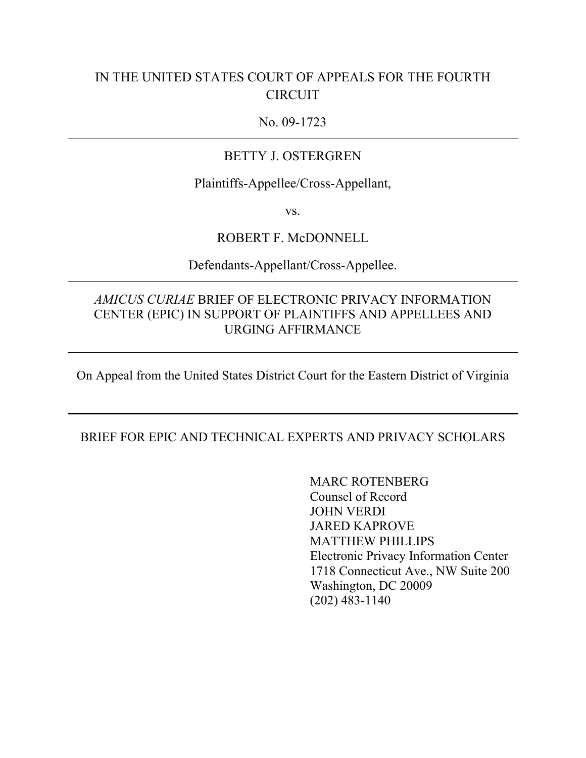IN THE UNITED STATES COURT OF APPEALS FOR THE FOURTH CIRCUIT

No. 09-1723

---

BETTY J. OSTERGREN

Plaintiffs-Appellee/Cross-Appellant,

vs.

ROBERT F. McDONNELL

Defendants-Appellant/Cross-Appellee.

---

*AMICUS CURIAE* BRIEF OF ELECTRONIC PRIVACY INFORMATION CENTER (EPIC) IN SUPPORT OF PLAINTIFFS AND APPELLEES AND URGING AFFIRMANCE

---

On Appeal from the United States District Court for the Eastern District of Virginia

---

BRIEF FOR EPIC AND TECHNICAL EXPERTS AND PRIVACY SCHOLARS

MARC ROTENBERG
Counsel of Record
JOHN VERDI
JARED KAPROVE
MATTHEW PHILLIPS
Electronic Privacy Information Center
1718 Connecticut Ave., NW Suite 200
Washington, DC 20009
(202) 483-1140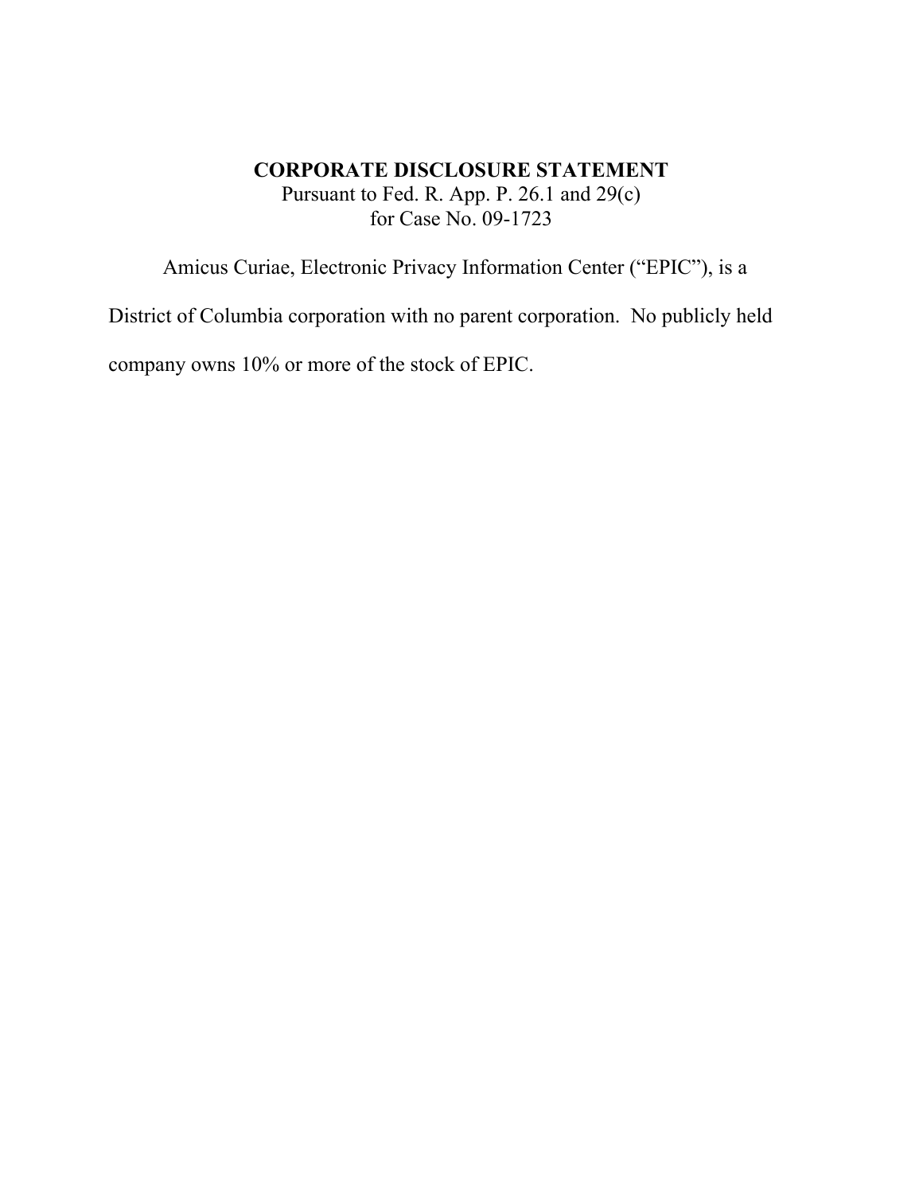**CORPORATE DISCLOSURE STATEMENT**

Pursuant to Fed. R. App. P. 26.1 and 29(c)
for Case No. 09-1723

Amicus Curiae, Electronic Privacy Information Center ("EPIC"), is a District of Columbia corporation with no parent corporation. No publicly held company owns 10% or more of the stock of EPIC.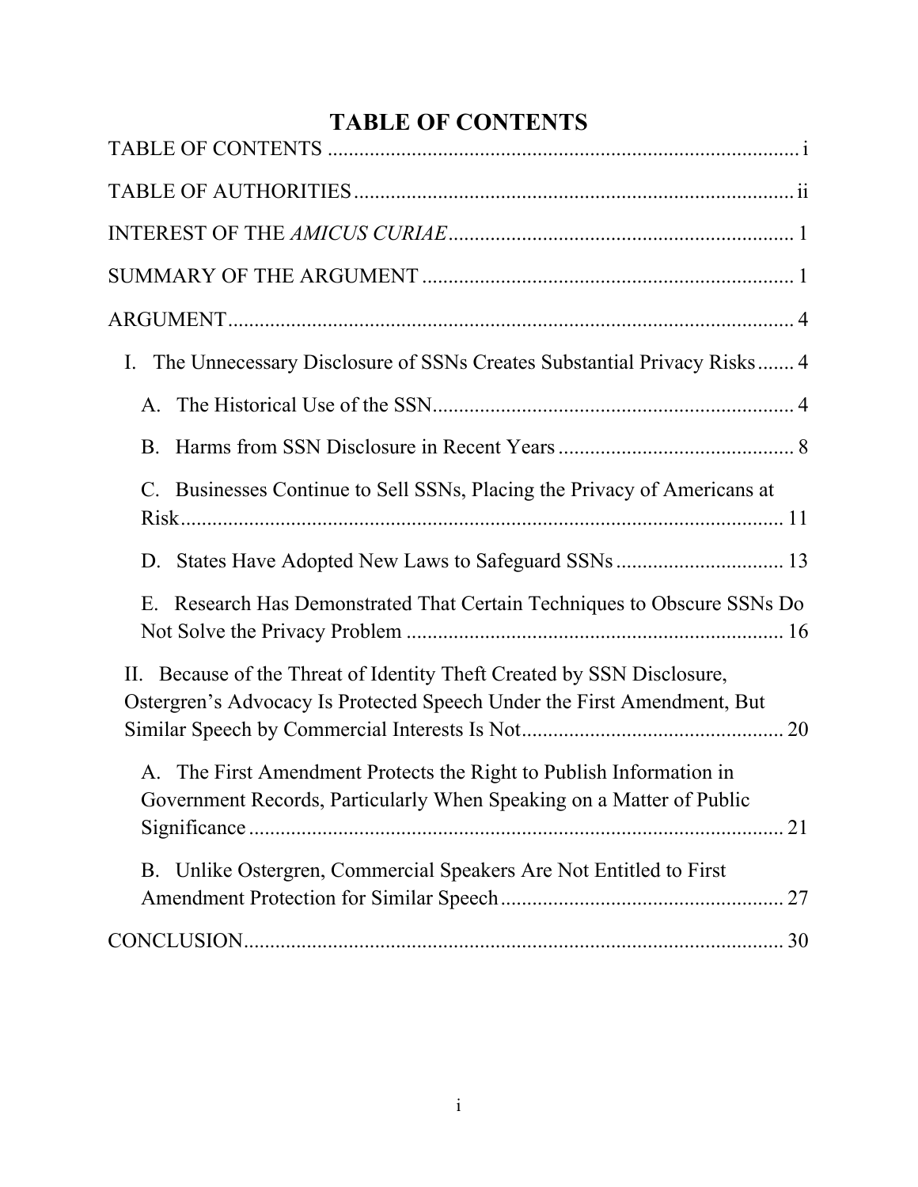# TABLE OF CONTENTS

TABLE OF CONTENTS ........................................................................................ i

TABLE OF AUTHORITIES .................................................................................. ii

INTEREST OF THE *AMICUS CURIAE* ................................................................. 1

SUMMARY OF THE ARGUMENT ....................................................................... 1

ARGUMENT ........................................................................................................... 4

I. The Unnecessary Disclosure of SSNs Creates Substantial Privacy Risks ....... 4

A. The Historical Use of the SSN ..................................................................... 4

B. Harms from SSN Disclosure in Recent Years ............................................. 8

C. Businesses Continue to Sell SSNs, Placing the Privacy of Americans at Risk .................................................................................................................. 11

D. States Have Adopted New Laws to Safeguard SSNs ................................ 13

E. Research Has Demonstrated That Certain Techniques to Obscure SSNs Do Not Solve the Privacy Problem ....................................................................... 16

II. Because of the Threat of Identity Theft Created by SSN Disclosure, Ostergren's Advocacy Is Protected Speech Under the First Amendment, But Similar Speech by Commercial Interests Is Not .................................................. 20

A. The First Amendment Protects the Right to Publish Information in Government Records, Particularly When Speaking on a Matter of Public Significance ...................................................................................................... 21

B. Unlike Ostergren, Commercial Speakers Are Not Entitled to First Amendment Protection for Similar Speech ...................................................... 27

CONCLUSION ....................................................................................................... 30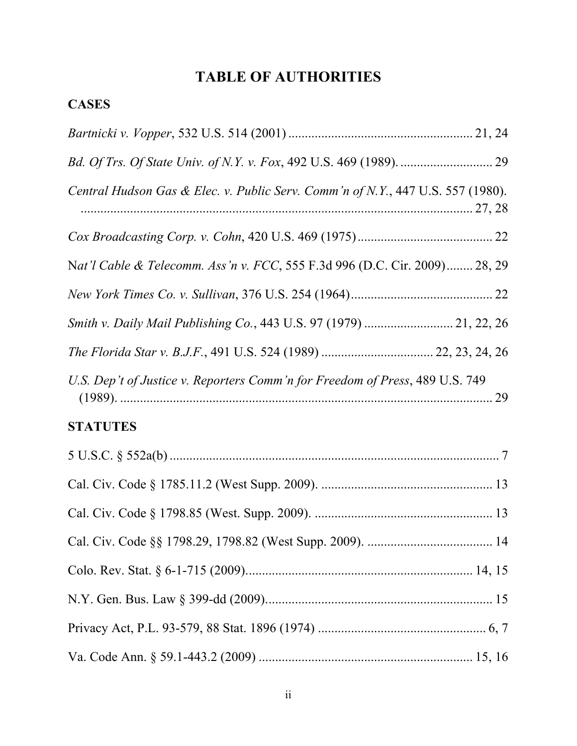# TABLE OF AUTHORITIES

## CASES

*Bartnicki v. Vopper*, 532 U.S. 514 (2001) ........................................................ 21, 24

*Bd. Of Trs. Of State Univ. of N.Y. v. Fox*, 492 U.S. 469 (1989). ............................ 29

*Central Hudson Gas & Elec. v. Public Serv. Comm'n of N.Y.*, 447 U.S. 557 (1980). ........................................................................................................................ 27, 28

*Cox Broadcasting Corp. v. Cohn*, 420 U.S. 469 (1975) ......................................... 22

N*at'l Cable & Telecomm. Ass'n v. FCC*, 555 F.3d 996 (D.C. Cir. 2009)........ 28, 29

*New York Times Co. v. Sullivan*, 376 U.S. 254 (1964)........................................... 22

*Smith v. Daily Mail Publishing Co.*, 443 U.S. 97 (1979) ........................... 21, 22, 26

*The Florida Star v. B.J.F.*, 491 U.S. 524 (1989) .................................. 22, 23, 24, 26

*U.S. Dep't of Justice v. Reporters Comm'n for Freedom of Press*, 489 U.S. 749 (1989). ................................................................................................................. 29

## STATUTES

5 U.S.C. § 552a(b) .................................................................................................... 7

Cal. Civ. Code § 1785.11.2 (West Supp. 2009). .................................................... 13

Cal. Civ. Code § 1798.85 (West. Supp. 2009). ...................................................... 13

Cal. Civ. Code §§ 1798.29, 1798.82 (West Supp. 2009). ...................................... 14

Colo. Rev. Stat. § 6-1-715 (2009).................................................................... 14, 15

N.Y. Gen. Bus. Law § 399-dd (2009)..................................................................... 15

Privacy Act, P.L. 93-579, 88 Stat. 1896 (1974) ................................................... 6, 7

Va. Code Ann. § 59.1-443.2 (2009) ................................................................. 15, 16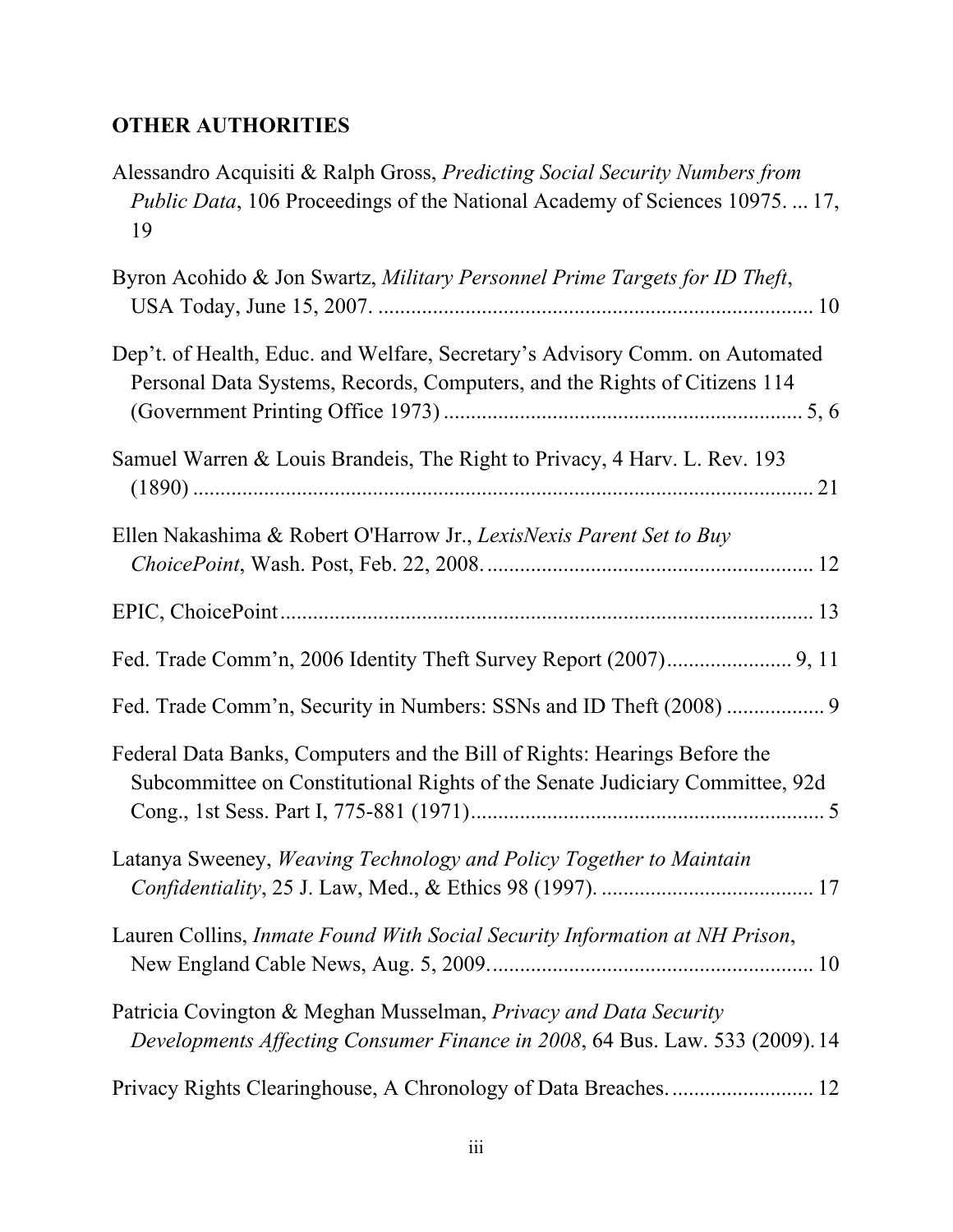**OTHER AUTHORITIES**

Alessandro Acquisiti & Ralph Gross, *Predicting Social Security Numbers from Public Data*, 106 Proceedings of the National Academy of Sciences 10975. ... 17, 19

Byron Acohido & Jon Swartz, *Military Personnel Prime Targets for ID Theft*, USA Today, June 15, 2007. ................................................................................ 10

Dep't. of Health, Educ. and Welfare, Secretary's Advisory Comm. on Automated Personal Data Systems, Records, Computers, and the Rights of Citizens 114 (Government Printing Office 1973) .................................................................. 5, 6

Samuel Warren & Louis Brandeis, The Right to Privacy, 4 Harv. L. Rev. 193 (1890) .................................................................................................... 21

Ellen Nakashima & Robert O'Harrow Jr., *LexisNexis Parent Set to Buy ChoicePoint*, Wash. Post, Feb. 22, 2008. ............................................................ 12

EPIC, ChoicePoint ................................................................................................ 13

Fed. Trade Comm'n, 2006 Identity Theft Survey Report (2007) ....................... 9, 11

Fed. Trade Comm'n, Security in Numbers: SSNs and ID Theft (2008) .................. 9

Federal Data Banks, Computers and the Bill of Rights: Hearings Before the Subcommittee on Constitutional Rights of the Senate Judiciary Committee, 92d Cong., 1st Sess. Part I, 775-881 (1971) ................................................................. 5

Latanya Sweeney, *Weaving Technology and Policy Together to Maintain Confidentiality*, 25 J. Law, Med., & Ethics 98 (1997). ...................................... 17

Lauren Collins, *Inmate Found With Social Security Information at NH Prison*, New England Cable News, Aug. 5, 2009. ........................................................... 10

Patricia Covington & Meghan Musselman, *Privacy and Data Security Developments Affecting Consumer Finance in 2008*, 64 Bus. Law. 533 (2009). 14

Privacy Rights Clearinghouse, A Chronology of Data Breaches. .......................... 12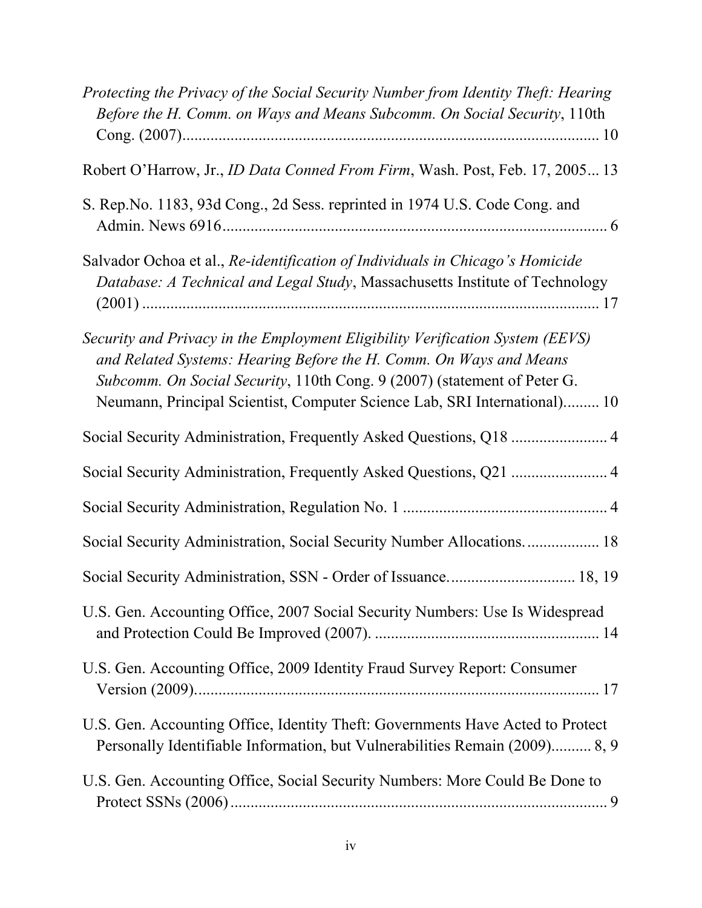*Protecting the Privacy of the Social Security Number from Identity Theft: Hearing Before the H. Comm. on Ways and Means Subcomm. On Social Security*, 110th Cong. (2007)........................................................................................................ 10

Robert O'Harrow, Jr., *ID Data Conned From Firm*, Wash. Post, Feb. 17, 2005... 13

S. Rep.No. 1183, 93d Cong., 2d Sess. reprinted in 1974 U.S. Code Cong. and Admin. News 6916................................................................................................. 6

Salvador Ochoa et al., *Re-identification of Individuals in Chicago's Homicide Database: A Technical and Legal Study*, Massachusetts Institute of Technology (2001) ................................................................................................................... 17

*Security and Privacy in the Employment Eligibility Verification System (EEVS) and Related Systems: Hearing Before the H. Comm. On Ways and Means Subcomm. On Social Security*, 110th Cong. 9 (2007) (statement of Peter G. Neumann, Principal Scientist, Computer Science Lab, SRI International)......... 10

Social Security Administration, Frequently Asked Questions, Q18 ........................ 4

Social Security Administration, Frequently Asked Questions, Q21 ........................ 4

Social Security Administration, Regulation No. 1 ................................................... 4

Social Security Administration, Social Security Number Allocations.................. 18

Social Security Administration, SSN - Order of Issuance............................... 18, 19

U.S. Gen. Accounting Office, 2007 Social Security Numbers: Use Is Widespread and Protection Could Be Improved (2007). ....................................................... 14

U.S. Gen. Accounting Office, 2009 Identity Fraud Survey Report: Consumer Version (2009)..................................................................................................... 17

U.S. Gen. Accounting Office, Identity Theft: Governments Have Acted to Protect Personally Identifiable Information, but Vulnerabilities Remain (2009).......... 8, 9

U.S. Gen. Accounting Office, Social Security Numbers: More Could Be Done to Protect SSNs (2006)............................................................................................. 9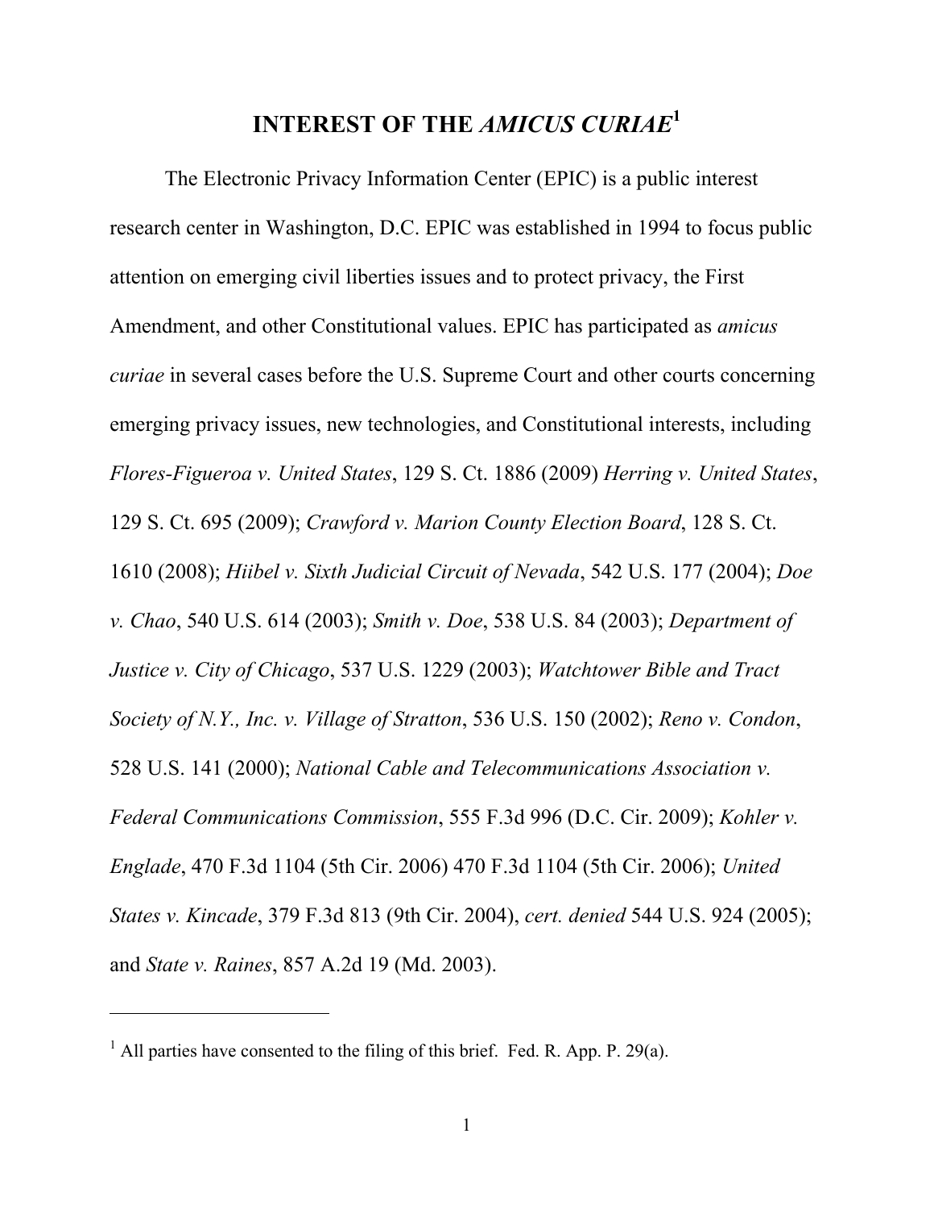# INTEREST OF THE *AMICUS CURIAE*[1]

The Electronic Privacy Information Center (EPIC) is a public interest research center in Washington, D.C. EPIC was established in 1994 to focus public attention on emerging civil liberties issues and to protect privacy, the First Amendment, and other Constitutional values. EPIC has participated as *amicus curiae* in several cases before the U.S. Supreme Court and other courts concerning emerging privacy issues, new technologies, and Constitutional interests, including *Flores-Figueroa v. United States*, 129 S. Ct. 1886 (2009) *Herring v. United States*, 129 S. Ct. 695 (2009); *Crawford v. Marion County Election Board*, 128 S. Ct. 1610 (2008); *Hiibel v. Sixth Judicial Circuit of Nevada*, 542 U.S. 177 (2004); *Doe v. Chao*, 540 U.S. 614 (2003); *Smith v. Doe*, 538 U.S. 84 (2003); *Department of Justice v. City of Chicago*, 537 U.S. 1229 (2003); *Watchtower Bible and Tract Society of N.Y., Inc. v. Village of Stratton*, 536 U.S. 150 (2002); *Reno v. Condon*, 528 U.S. 141 (2000); *National Cable and Telecommunications Association v. Federal Communications Commission*, 555 F.3d 996 (D.C. Cir. 2009); *Kohler v. Englade*, 470 F.3d 1104 (5th Cir. 2006) 470 F.3d 1104 (5th Cir. 2006); *United States v. Kincade*, 379 F.3d 813 (9th Cir. 2004), *cert. denied* 544 U.S. 924 (2005); and *State v. Raines*, 857 A.2d 19 (Md. 2003).

---

[1] All parties have consented to the filing of this brief. Fed. R. App. P. 29(a).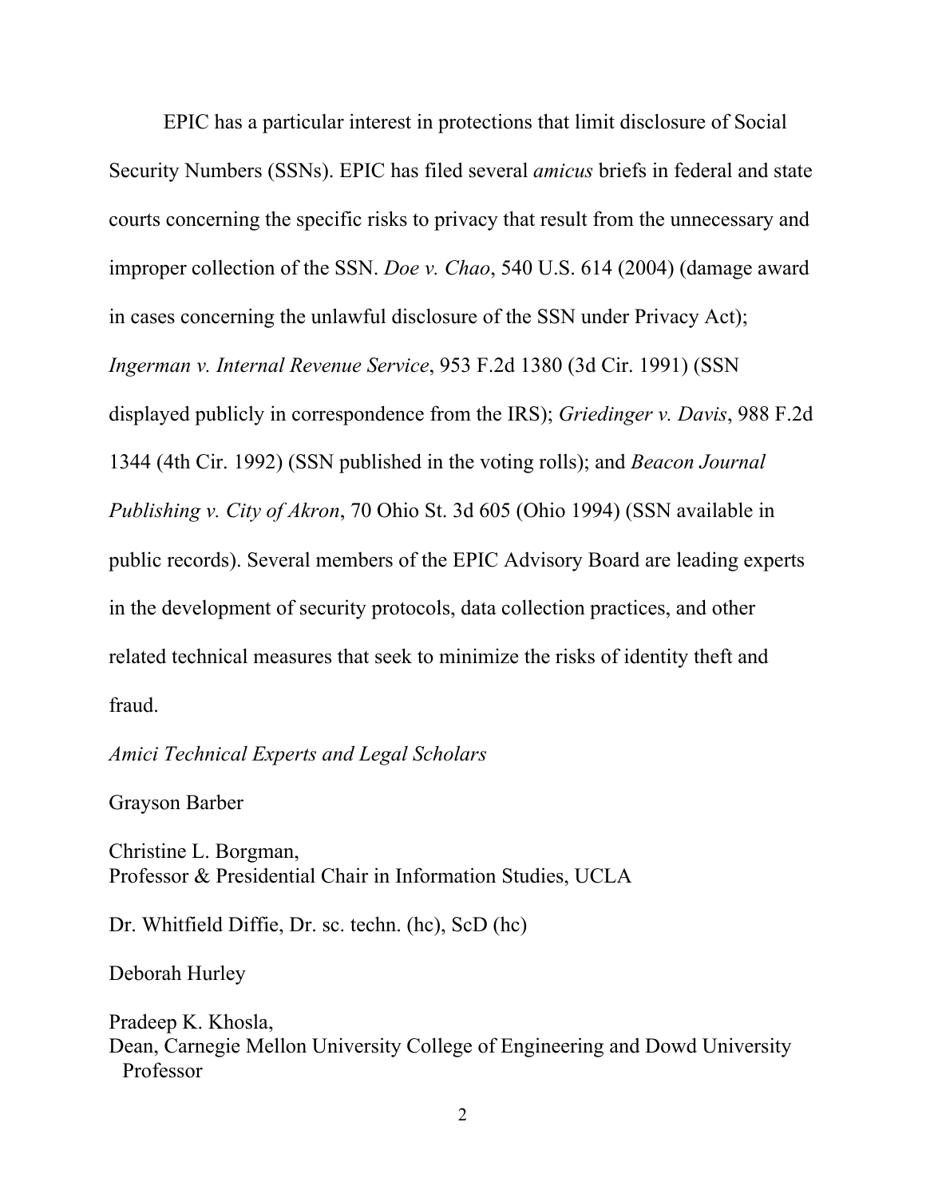EPIC has a particular interest in protections that limit disclosure of Social Security Numbers (SSNs). EPIC has filed several *amicus* briefs in federal and state courts concerning the specific risks to privacy that result from the unnecessary and improper collection of the SSN. *Doe v. Chao*, 540 U.S. 614 (2004) (damage award in cases concerning the unlawful disclosure of the SSN under Privacy Act); *Ingerman v. Internal Revenue Service*, 953 F.2d 1380 (3d Cir. 1991) (SSN displayed publicly in correspondence from the IRS); *Griedinger v. Davis*, 988 F.2d 1344 (4th Cir. 1992) (SSN published in the voting rolls); and *Beacon Journal Publishing v. City of Akron*, 70 Ohio St. 3d 605 (Ohio 1994) (SSN available in public records). Several members of the EPIC Advisory Board are leading experts in the development of security protocols, data collection practices, and other related technical measures that seek to minimize the risks of identity theft and fraud.

*Amici Technical Experts and Legal Scholars*

Grayson Barber

Christine L. Borgman,
Professor & Presidential Chair in Information Studies, UCLA

Dr. Whitfield Diffie, Dr. sc. techn. (hc), ScD (hc)

Deborah Hurley

Pradeep K. Khosla,
Dean, Carnegie Mellon University College of Engineering and Dowd University Professor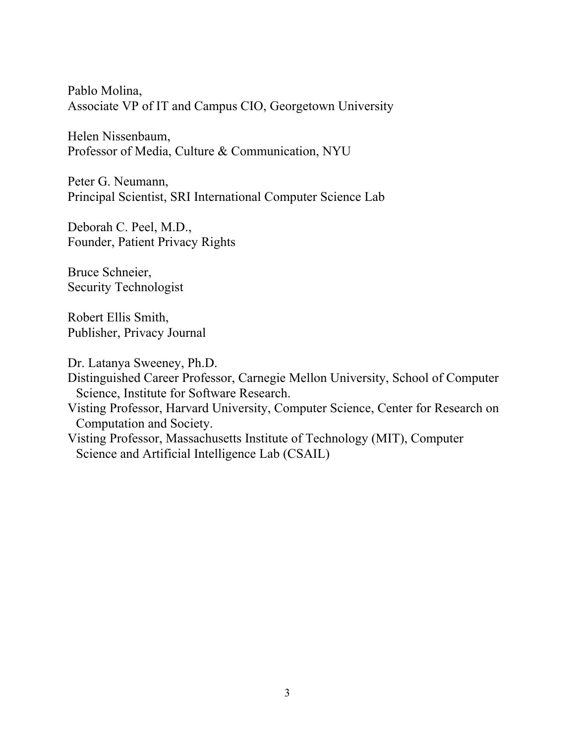Pablo Molina,
Associate VP of IT and Campus CIO, Georgetown University

Helen Nissenbaum,
Professor of Media, Culture & Communication, NYU

Peter G. Neumann,
Principal Scientist, SRI International Computer Science Lab

Deborah C. Peel, M.D.,
Founder, Patient Privacy Rights

Bruce Schneier,
Security Technologist

Robert Ellis Smith,
Publisher, Privacy Journal

Dr. Latanya Sweeney, Ph.D.
Distinguished Career Professor, Carnegie Mellon University, School of Computer Science, Institute for Software Research.
Visting Professor, Harvard University, Computer Science, Center for Research on Computation and Society.
Visting Professor, Massachusetts Institute of Technology (MIT), Computer Science and Artificial Intelligence Lab (CSAIL)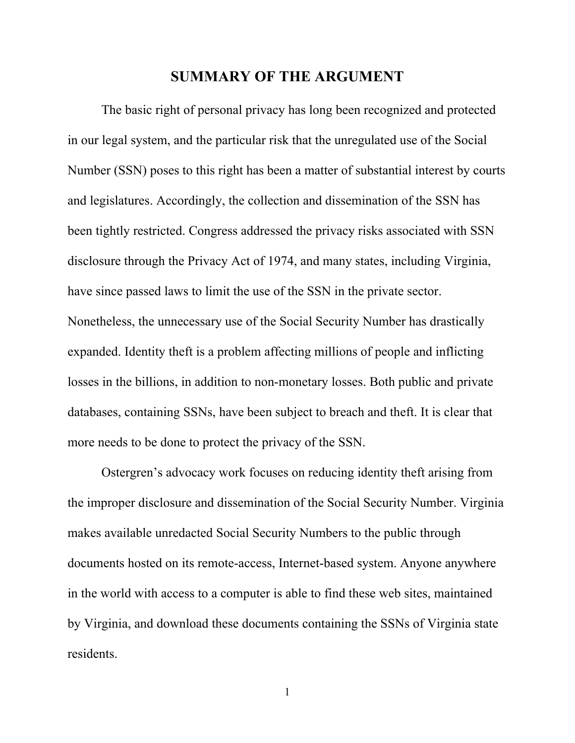## SUMMARY OF THE ARGUMENT

The basic right of personal privacy has long been recognized and protected in our legal system, and the particular risk that the unregulated use of the Social Number (SSN) poses to this right has been a matter of substantial interest by courts and legislatures. Accordingly, the collection and dissemination of the SSN has been tightly restricted. Congress addressed the privacy risks associated with SSN disclosure through the Privacy Act of 1974, and many states, including Virginia, have since passed laws to limit the use of the SSN in the private sector. Nonetheless, the unnecessary use of the Social Security Number has drastically expanded. Identity theft is a problem affecting millions of people and inflicting losses in the billions, in addition to non-monetary losses. Both public and private databases, containing SSNs, have been subject to breach and theft. It is clear that more needs to be done to protect the privacy of the SSN.

Ostergren's advocacy work focuses on reducing identity theft arising from the improper disclosure and dissemination of the Social Security Number. Virginia makes available unredacted Social Security Numbers to the public through documents hosted on its remote-access, Internet-based system. Anyone anywhere in the world with access to a computer is able to find these web sites, maintained by Virginia, and download these documents containing the SSNs of Virginia state residents.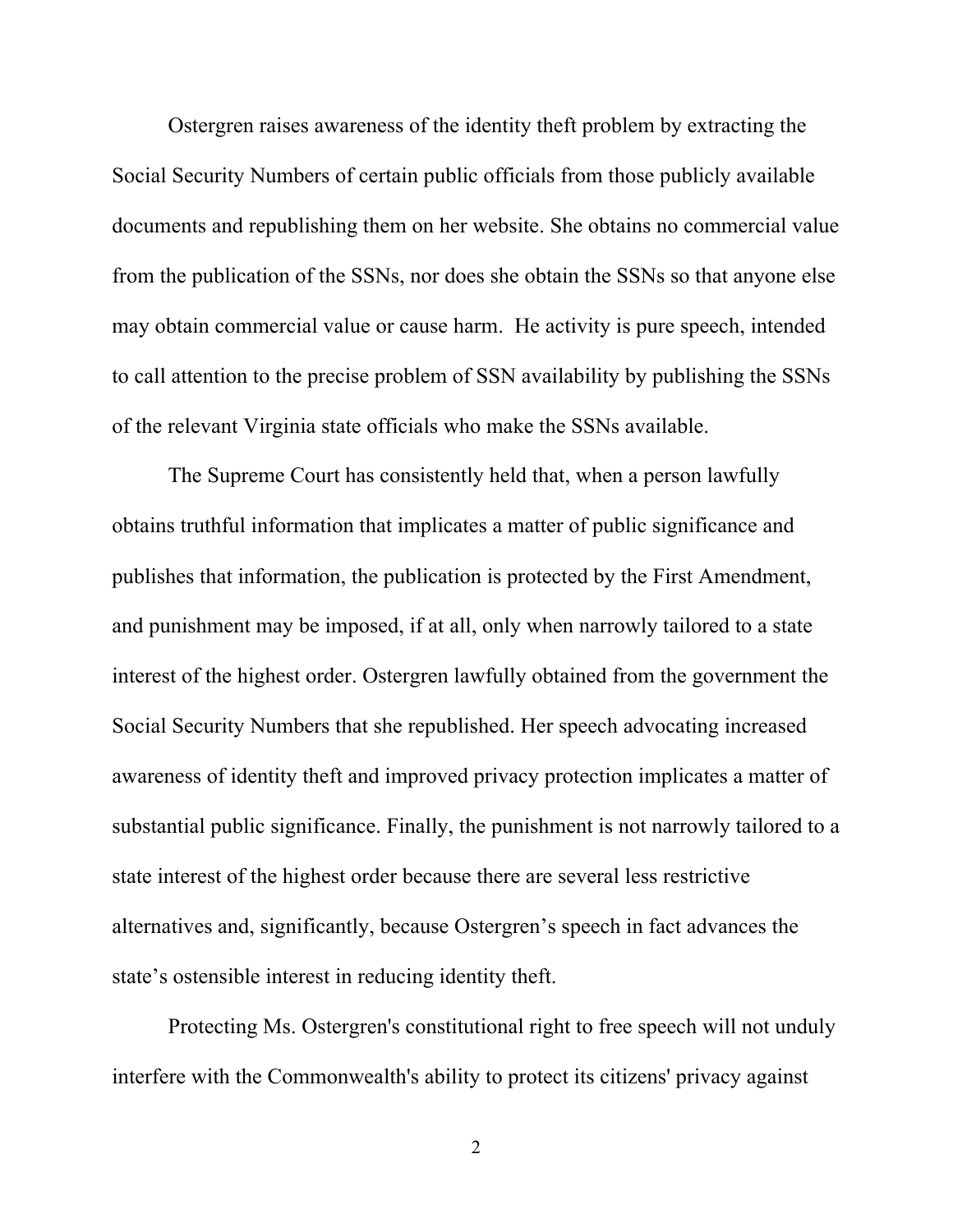Ostergren raises awareness of the identity theft problem by extracting the Social Security Numbers of certain public officials from those publicly available documents and republishing them on her website. She obtains no commercial value from the publication of the SSNs, nor does she obtain the SSNs so that anyone else may obtain commercial value or cause harm.  He activity is pure speech, intended to call attention to the precise problem of SSN availability by publishing the SSNs of the relevant Virginia state officials who make the SSNs available.

The Supreme Court has consistently held that, when a person lawfully obtains truthful information that implicates a matter of public significance and publishes that information, the publication is protected by the First Amendment, and punishment may be imposed, if at all, only when narrowly tailored to a state interest of the highest order. Ostergren lawfully obtained from the government the Social Security Numbers that she republished. Her speech advocating increased awareness of identity theft and improved privacy protection implicates a matter of substantial public significance. Finally, the punishment is not narrowly tailored to a state interest of the highest order because there are several less restrictive alternatives and, significantly, because Ostergren's speech in fact advances the state's ostensible interest in reducing identity theft.

Protecting Ms. Ostergren's constitutional right to free speech will not unduly interfere with the Commonwealth's ability to protect its citizens' privacy against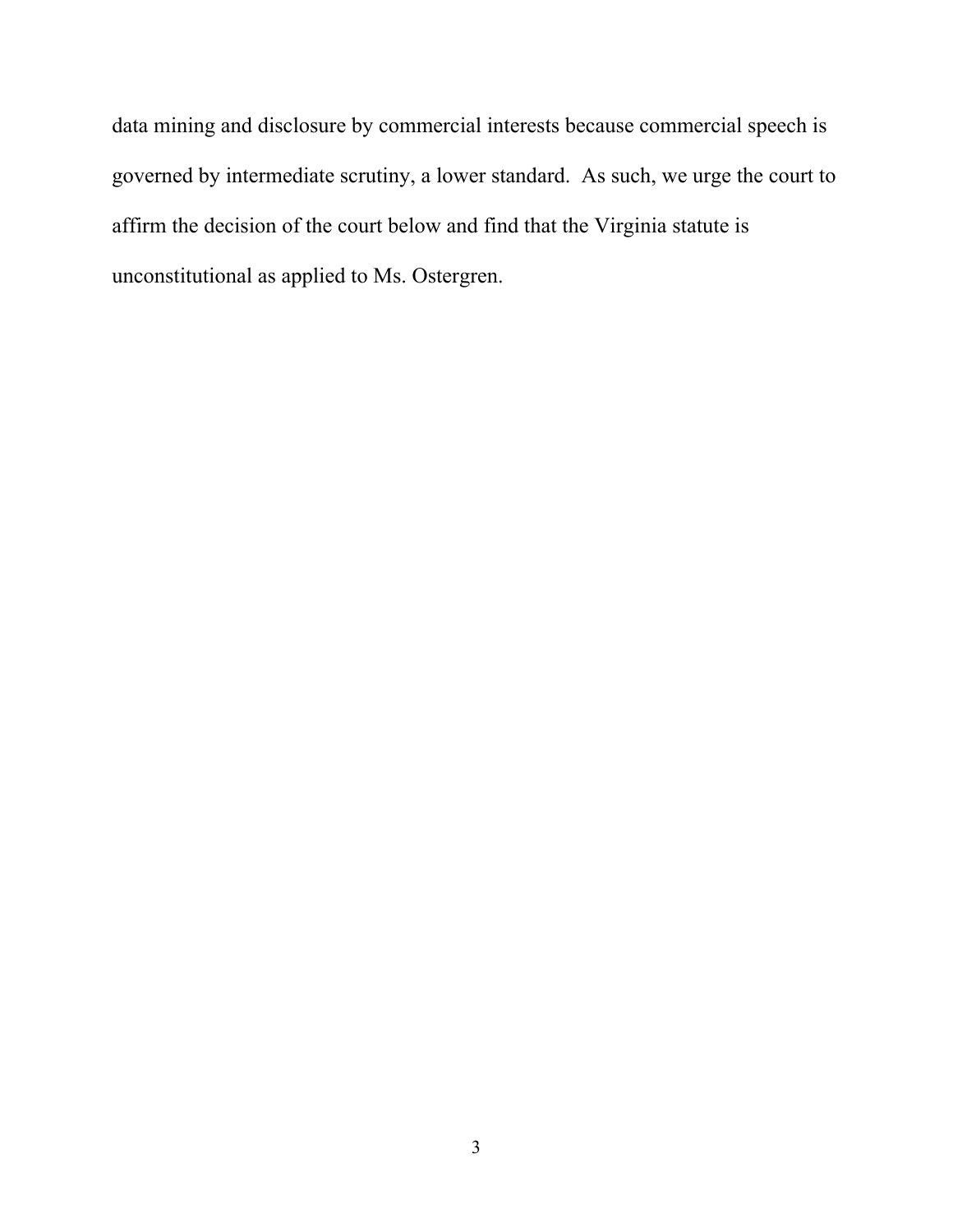data mining and disclosure by commercial interests because commercial speech is governed by intermediate scrutiny, a lower standard. As such, we urge the court to affirm the decision of the court below and find that the Virginia statute is unconstitutional as applied to Ms. Ostergren.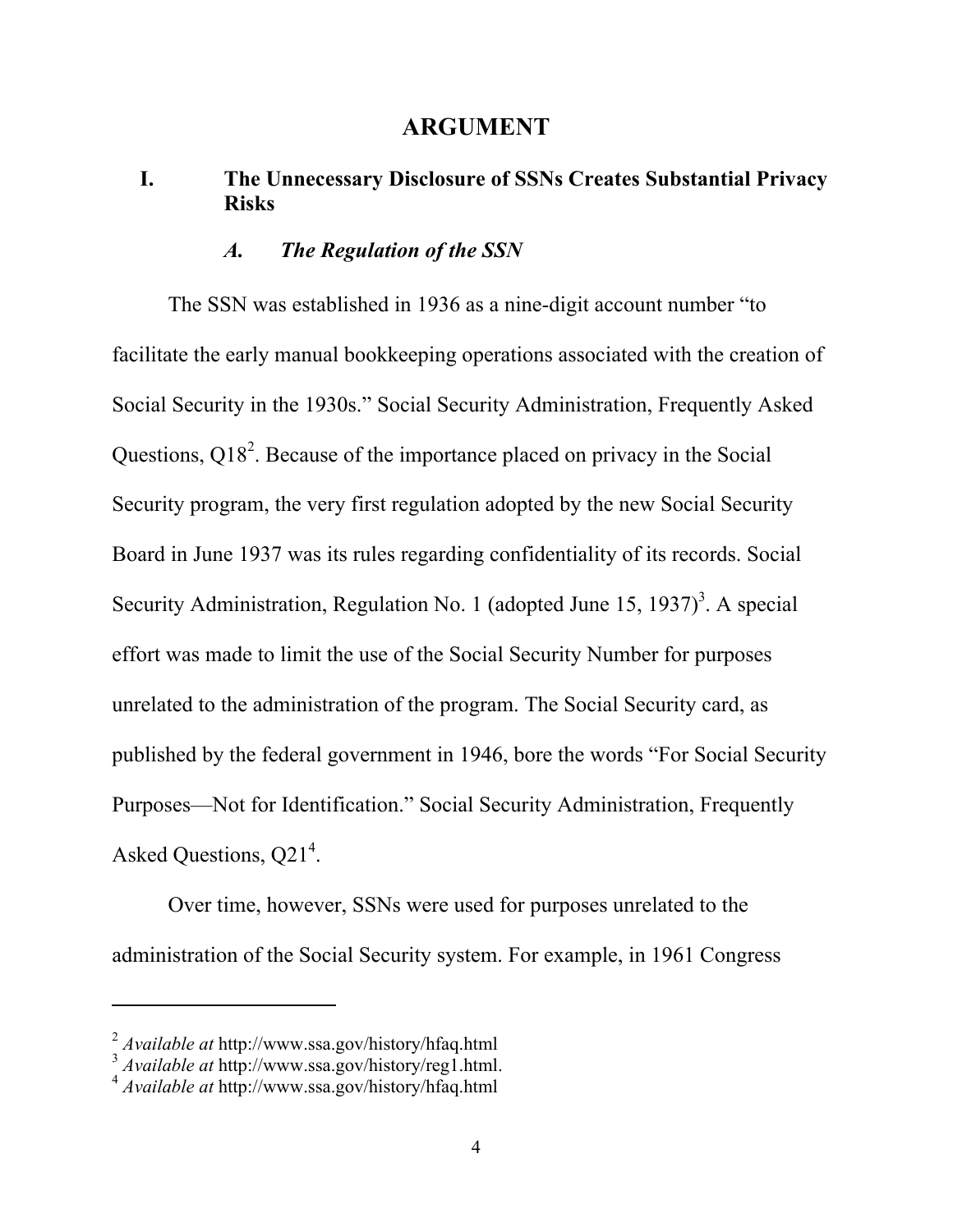# ARGUMENT

## I. The Unnecessary Disclosure of SSNs Creates Substantial Privacy Risks

### *A. The Regulation of the SSN*

The SSN was established in 1936 as a nine-digit account number "to facilitate the early manual bookkeeping operations associated with the creation of Social Security in the 1930s." Social Security Administration, Frequently Asked Questions, Q18[2]. Because of the importance placed on privacy in the Social Security program, the very first regulation adopted by the new Social Security Board in June 1937 was its rules regarding confidentiality of its records. Social Security Administration, Regulation No. 1 (adopted June 15, 1937)[3]. A special effort was made to limit the use of the Social Security Number for purposes unrelated to the administration of the program. The Social Security card, as published by the federal government in 1946, bore the words "For Social Security Purposes—Not for Identification." Social Security Administration, Frequently Asked Questions, Q21[4].

Over time, however, SSNs were used for purposes unrelated to the administration of the Social Security system. For example, in 1961 Congress

---

[2] *Available at* http://www.ssa.gov/history/hfaq.html
[3] *Available at* http://www.ssa.gov/history/reg1.html.
[4] *Available at* http://www.ssa.gov/history/hfaq.html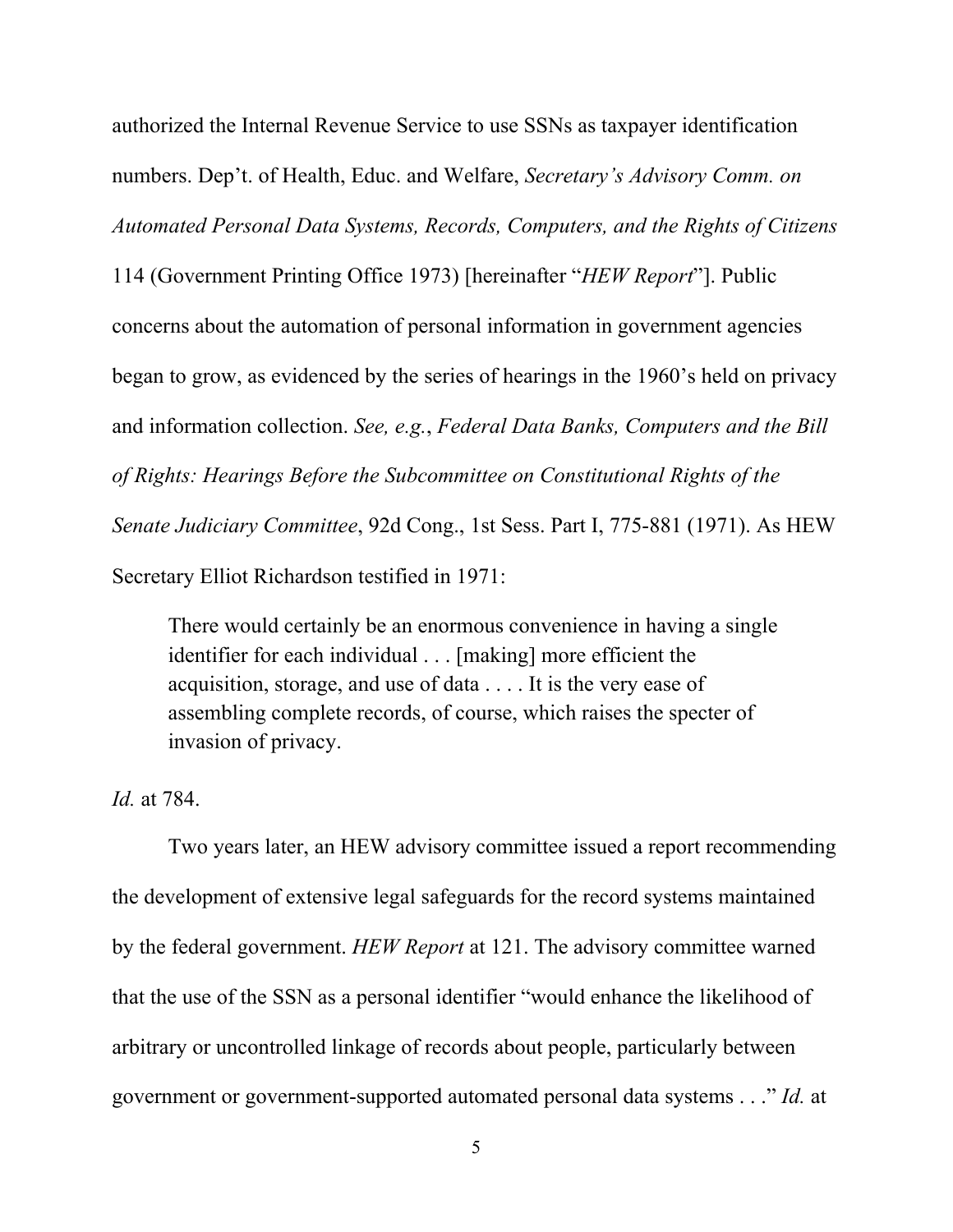authorized the Internal Revenue Service to use SSNs as taxpayer identification numbers. Dep't. of Health, Educ. and Welfare, *Secretary's Advisory Comm. on Automated Personal Data Systems, Records, Computers, and the Rights of Citizens* 114 (Government Printing Office 1973) [hereinafter "*HEW Report*"]. Public concerns about the automation of personal information in government agencies began to grow, as evidenced by the series of hearings in the 1960's held on privacy and information collection. *See, e.g.*, *Federal Data Banks, Computers and the Bill of Rights: Hearings Before the Subcommittee on Constitutional Rights of the Senate Judiciary Committee*, 92d Cong., 1st Sess. Part I, 775-881 (1971). As HEW Secretary Elliot Richardson testified in 1971:

> There would certainly be an enormous convenience in having a single identifier for each individual . . . [making] more efficient the acquisition, storage, and use of data . . . . It is the very ease of assembling complete records, of course, which raises the specter of invasion of privacy.

*Id.* at 784.

Two years later, an HEW advisory committee issued a report recommending the development of extensive legal safeguards for the record systems maintained by the federal government. *HEW Report* at 121. The advisory committee warned that the use of the SSN as a personal identifier "would enhance the likelihood of arbitrary or uncontrolled linkage of records about people, particularly between government or government-supported automated personal data systems . . ." *Id.* at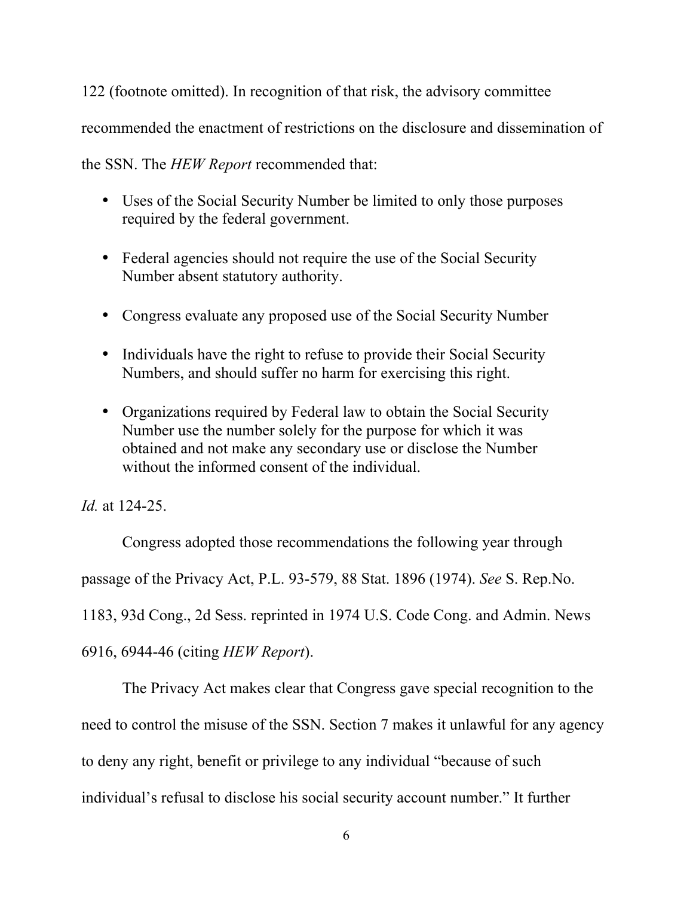122 (footnote omitted). In recognition of that risk, the advisory committee recommended the enactment of restrictions on the disclosure and dissemination of the SSN. The *HEW Report* recommended that:

- Uses of the Social Security Number be limited to only those purposes required by the federal government.
- Federal agencies should not require the use of the Social Security Number absent statutory authority.
- Congress evaluate any proposed use of the Social Security Number
- Individuals have the right to refuse to provide their Social Security Numbers, and should suffer no harm for exercising this right.
- Organizations required by Federal law to obtain the Social Security Number use the number solely for the purpose for which it was obtained and not make any secondary use or disclose the Number without the informed consent of the individual.

*Id.* at 124-25.

Congress adopted those recommendations the following year through passage of the Privacy Act, P.L. 93-579, 88 Stat. 1896 (1974). *See* S. Rep.No. 1183, 93d Cong., 2d Sess. reprinted in 1974 U.S. Code Cong. and Admin. News 6916, 6944-46 (citing *HEW Report*).

The Privacy Act makes clear that Congress gave special recognition to the need to control the misuse of the SSN. Section 7 makes it unlawful for any agency to deny any right, benefit or privilege to any individual "because of such individual's refusal to disclose his social security account number." It further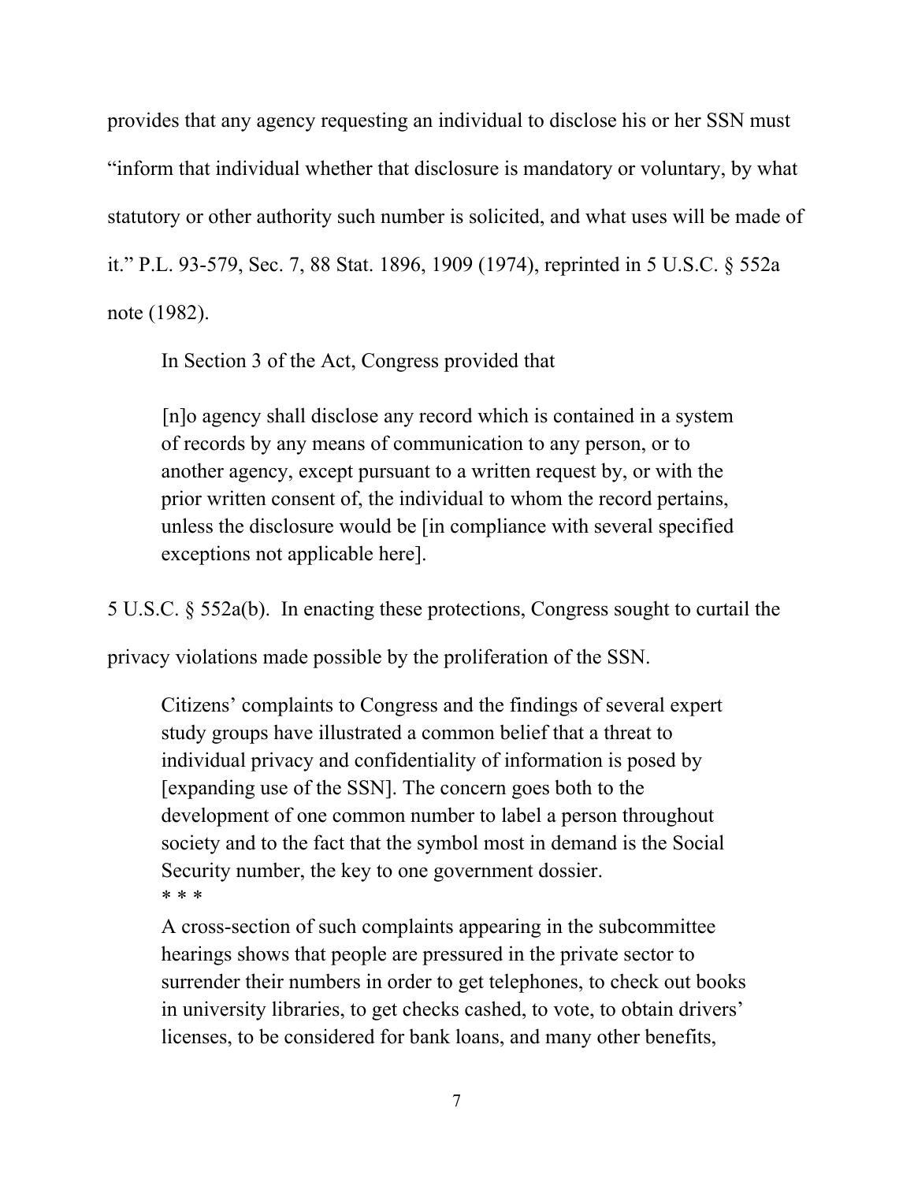provides that any agency requesting an individual to disclose his or her SSN must "inform that individual whether that disclosure is mandatory or voluntary, by what statutory or other authority such number is solicited, and what uses will be made of it." P.L. 93-579, Sec. 7, 88 Stat. 1896, 1909 (1974), reprinted in 5 U.S.C. § 552a note (1982).

In Section 3 of the Act, Congress provided that

> [n]o agency shall disclose any record which is contained in a system of records by any means of communication to any person, or to another agency, except pursuant to a written request by, or with the prior written consent of, the individual to whom the record pertains, unless the disclosure would be [in compliance with several specified exceptions not applicable here].

5 U.S.C. § 552a(b). In enacting these protections, Congress sought to curtail the privacy violations made possible by the proliferation of the SSN.

> Citizens' complaints to Congress and the findings of several expert study groups have illustrated a common belief that a threat to individual privacy and confidentiality of information is posed by [expanding use of the SSN]. The concern goes both to the development of one common number to label a person throughout society and to the fact that the symbol most in demand is the Social Security number, the key to one government dossier.
>
> * * *
>
> A cross-section of such complaints appearing in the subcommittee hearings shows that people are pressured in the private sector to surrender their numbers in order to get telephones, to check out books in university libraries, to get checks cashed, to vote, to obtain drivers' licenses, to be considered for bank loans, and many other benefits,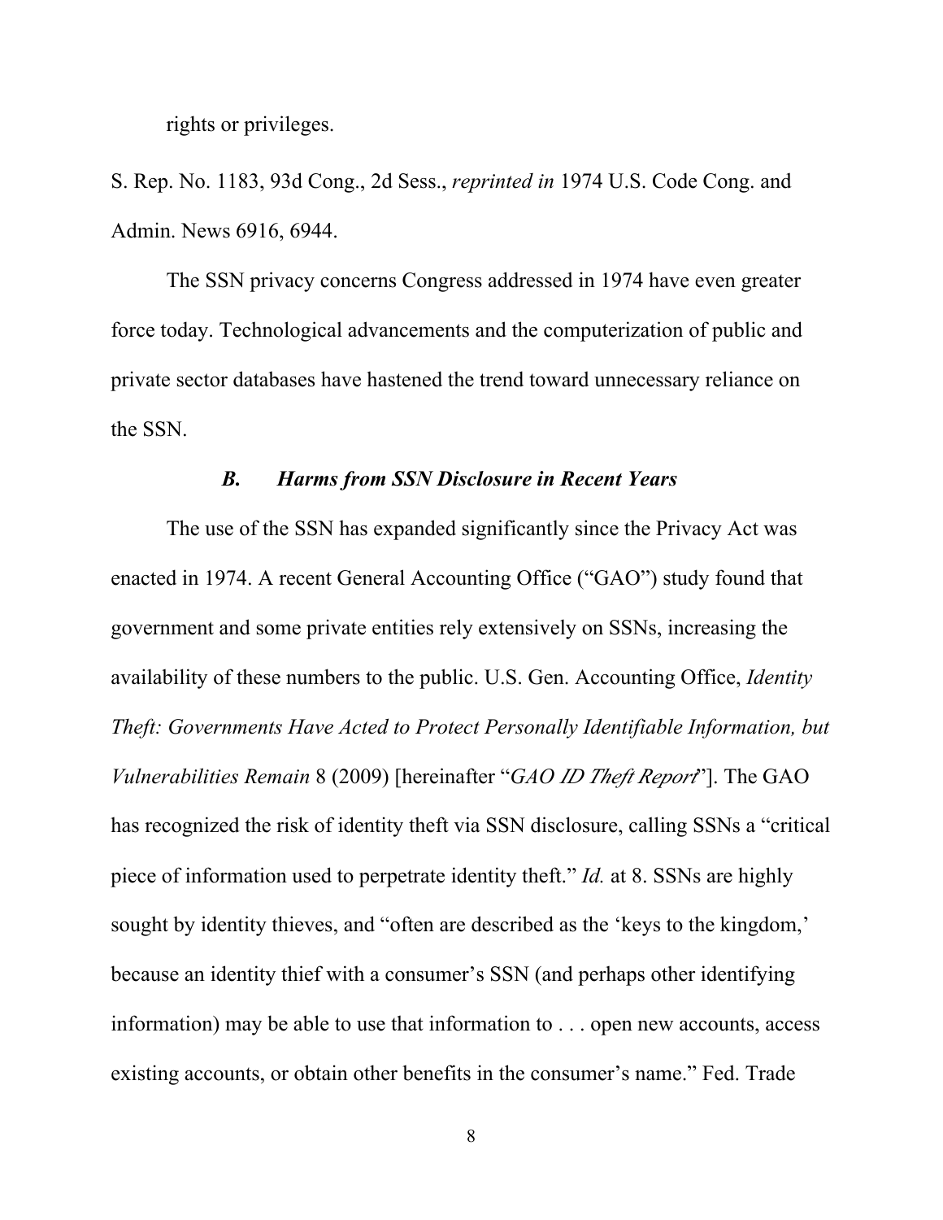rights or privileges.

S. Rep. No. 1183, 93d Cong., 2d Sess., *reprinted in* 1974 U.S. Code Cong. and Admin. News 6916, 6944.

The SSN privacy concerns Congress addressed in 1974 have even greater force today. Technological advancements and the computerization of public and private sector databases have hastened the trend toward unnecessary reliance on the SSN.

### *B. Harms from SSN Disclosure in Recent Years*

The use of the SSN has expanded significantly since the Privacy Act was enacted in 1974. A recent General Accounting Office ("GAO") study found that government and some private entities rely extensively on SSNs, increasing the availability of these numbers to the public. U.S. Gen. Accounting Office, *Identity Theft: Governments Have Acted to Protect Personally Identifiable Information, but Vulnerabilities Remain* 8 (2009) [hereinafter "*GAO ID Theft Report*"]. The GAO has recognized the risk of identity theft via SSN disclosure, calling SSNs a "critical piece of information used to perpetrate identity theft." *Id.* at 8. SSNs are highly sought by identity thieves, and "often are described as the 'keys to the kingdom,' because an identity thief with a consumer's SSN (and perhaps other identifying information) may be able to use that information to . . . open new accounts, access existing accounts, or obtain other benefits in the consumer's name." Fed. Trade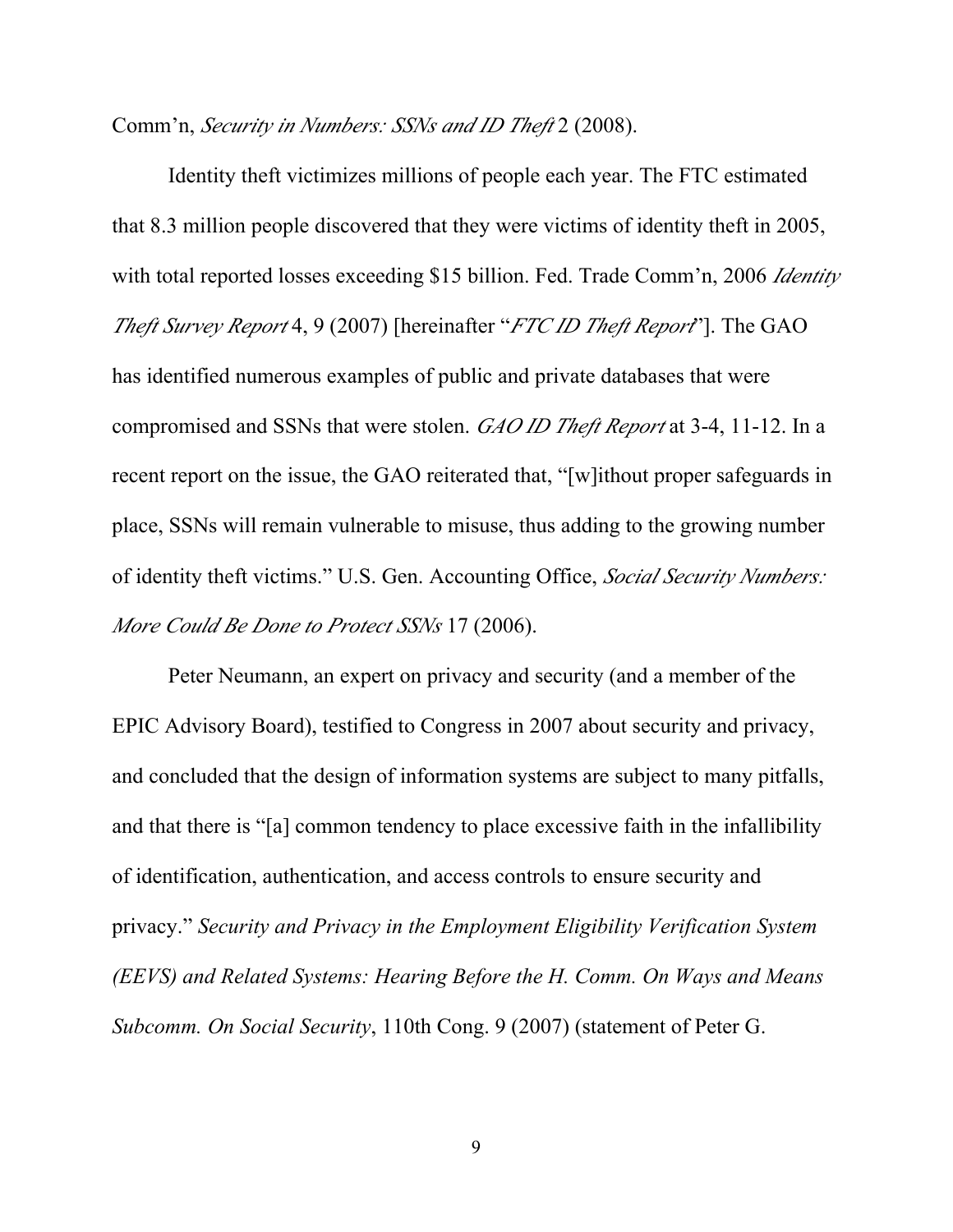Comm'n, *Security in Numbers: SSNs and ID Theft* 2 (2008).

Identity theft victimizes millions of people each year. The FTC estimated that 8.3 million people discovered that they were victims of identity theft in 2005, with total reported losses exceeding $15 billion. Fed. Trade Comm'n, 2006 *Identity Theft Survey Report* 4, 9 (2007) [hereinafter "*FTC ID Theft Report*"]. The GAO has identified numerous examples of public and private databases that were compromised and SSNs that were stolen. *GAO ID Theft Report* at 3-4, 11-12. In a recent report on the issue, the GAO reiterated that, "[w]ithout proper safeguards in place, SSNs will remain vulnerable to misuse, thus adding to the growing number of identity theft victims." U.S. Gen. Accounting Office, *Social Security Numbers: More Could Be Done to Protect SSNs* 17 (2006).

Peter Neumann, an expert on privacy and security (and a member of the EPIC Advisory Board), testified to Congress in 2007 about security and privacy, and concluded that the design of information systems are subject to many pitfalls, and that there is "[a] common tendency to place excessive faith in the infallibility of identification, authentication, and access controls to ensure security and privacy." *Security and Privacy in the Employment Eligibility Verification System (EEVS) and Related Systems: Hearing Before the H. Comm. On Ways and Means Subcomm. On Social Security*, 110th Cong. 9 (2007) (statement of Peter G.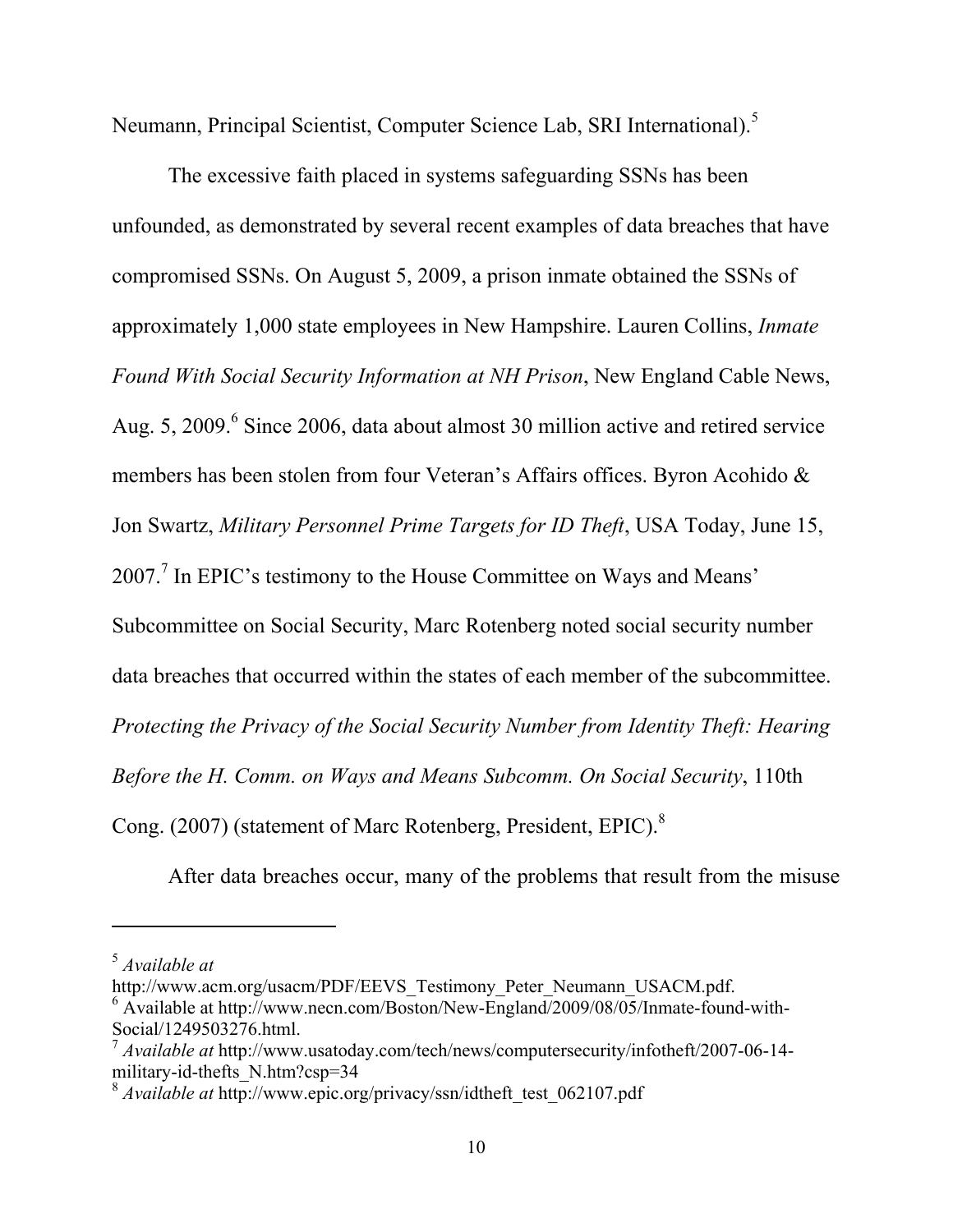Neumann, Principal Scientist, Computer Science Lab, SRI International).[5]

The excessive faith placed in systems safeguarding SSNs has been unfounded, as demonstrated by several recent examples of data breaches that have compromised SSNs. On August 5, 2009, a prison inmate obtained the SSNs of approximately 1,000 state employees in New Hampshire. Lauren Collins, *Inmate Found With Social Security Information at NH Prison*, New England Cable News, Aug. 5, 2009.[6] Since 2006, data about almost 30 million active and retired service members has been stolen from four Veteran's Affairs offices. Byron Acohido & Jon Swartz, *Military Personnel Prime Targets for ID Theft*, USA Today, June 15, 2007.[7] In EPIC's testimony to the House Committee on Ways and Means' Subcommittee on Social Security, Marc Rotenberg noted social security number data breaches that occurred within the states of each member of the subcommittee. *Protecting the Privacy of the Social Security Number from Identity Theft: Hearing Before the H. Comm. on Ways and Means Subcomm. On Social Security*, 110th Cong. (2007) (statement of Marc Rotenberg, President, EPIC).[8]

After data breaches occur, many of the problems that result from the misuse

---

[5] *Available at* http://www.acm.org/usacm/PDF/EEVS_Testimony_Peter_Neumann_USACM.pdf.

[6] Available at http://www.necn.com/Boston/New-England/2009/08/05/Inmate-found-with-Social/1249503276.html.

[7] *Available at* http://www.usatoday.com/tech/news/computersecurity/infotheft/2007-06-14-military-id-thefts_N.htm?csp=34

[8] *Available at* http://www.epic.org/privacy/ssn/idtheft_test_062107.pdf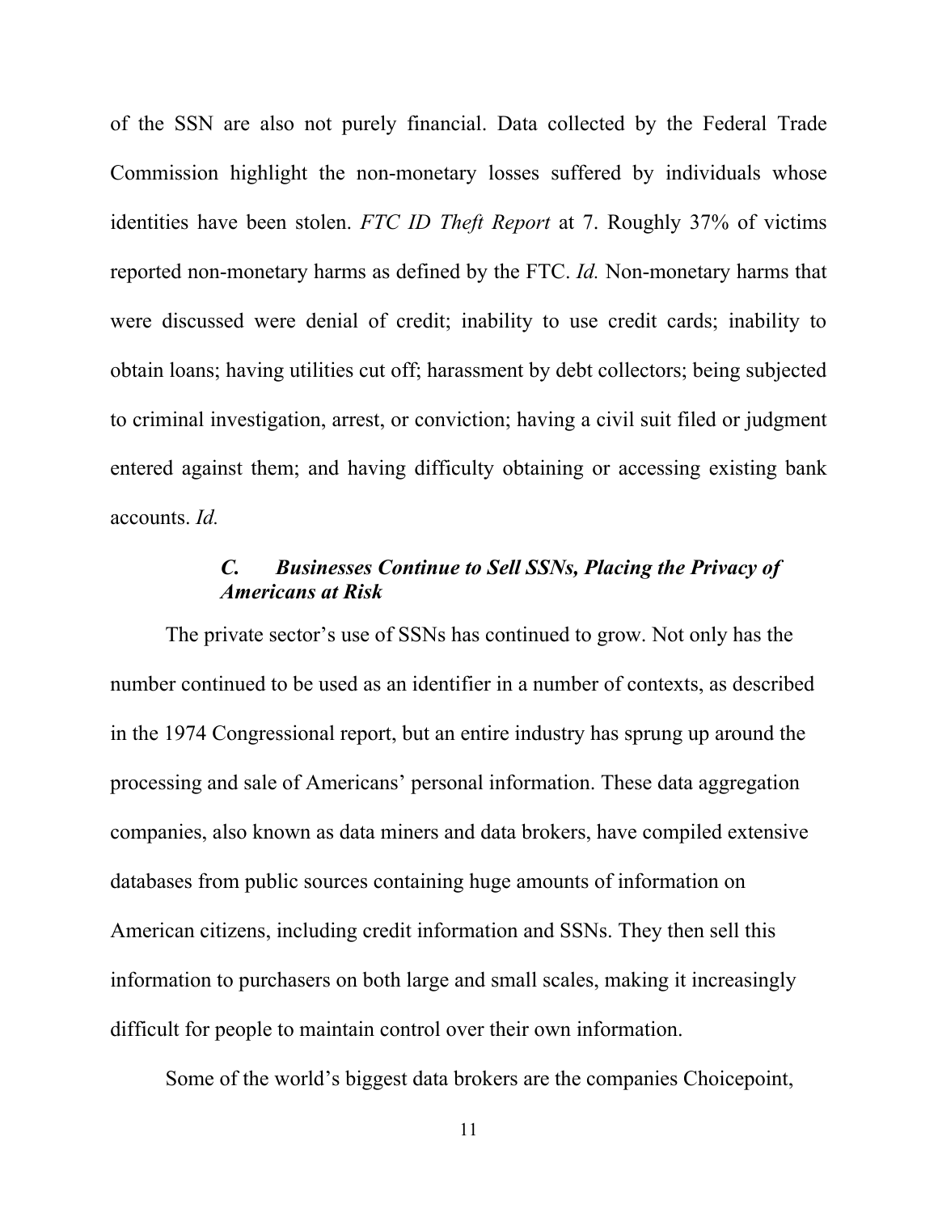of the SSN are also not purely financial. Data collected by the Federal Trade Commission highlight the non-monetary losses suffered by individuals whose identities have been stolen. *FTC ID Theft Report* at 7. Roughly 37% of victims reported non-monetary harms as defined by the FTC. *Id.* Non-monetary harms that were discussed were denial of credit; inability to use credit cards; inability to obtain loans; having utilities cut off; harassment by debt collectors; being subjected to criminal investigation, arrest, or conviction; having a civil suit filed or judgment entered against them; and having difficulty obtaining or accessing existing bank accounts. *Id.*

### *C. Businesses Continue to Sell SSNs, Placing the Privacy of Americans at Risk*

The private sector's use of SSNs has continued to grow. Not only has the number continued to be used as an identifier in a number of contexts, as described in the 1974 Congressional report, but an entire industry has sprung up around the processing and sale of Americans' personal information. These data aggregation companies, also known as data miners and data brokers, have compiled extensive databases from public sources containing huge amounts of information on American citizens, including credit information and SSNs. They then sell this information to purchasers on both large and small scales, making it increasingly difficult for people to maintain control over their own information.

Some of the world's biggest data brokers are the companies Choicepoint,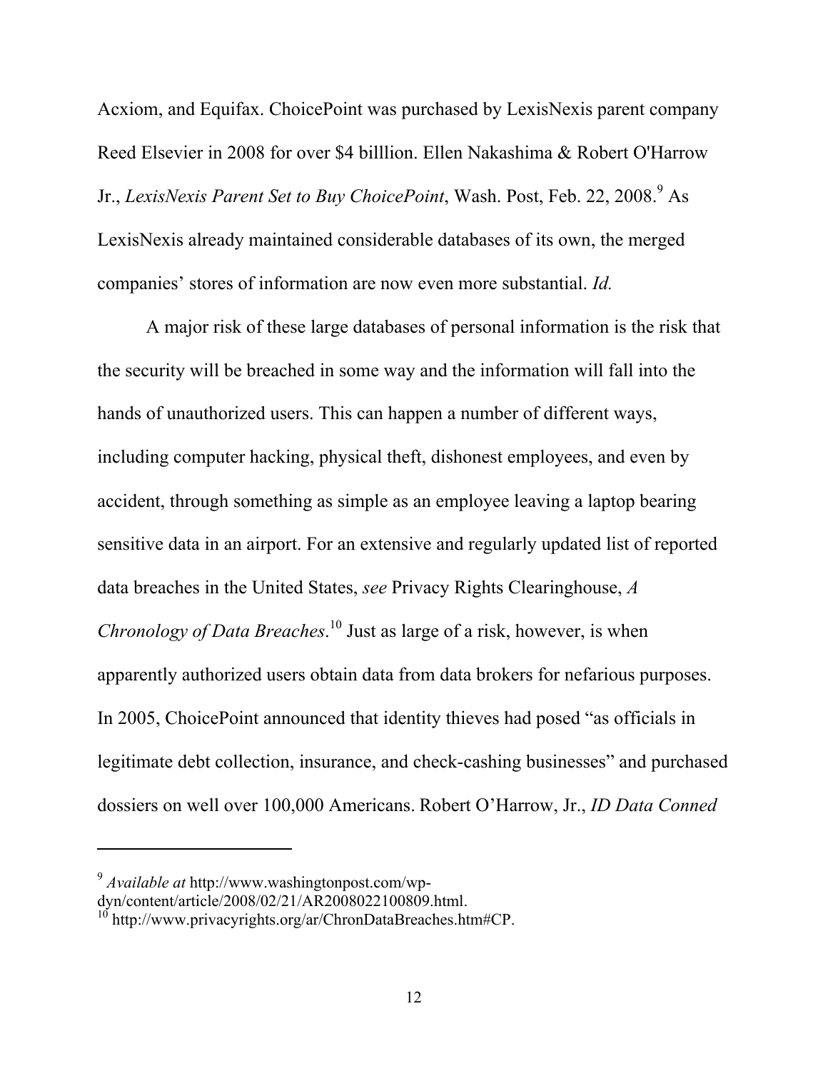Acxiom, and Equifax. ChoicePoint was purchased by LexisNexis parent company Reed Elsevier in 2008 for over $4 billlion. Ellen Nakashima & Robert O'Harrow Jr., *LexisNexis Parent Set to Buy ChoicePoint*, Wash. Post, Feb. 22, 2008.[9] As LexisNexis already maintained considerable databases of its own, the merged companies' stores of information are now even more substantial. *Id.*

A major risk of these large databases of personal information is the risk that the security will be breached in some way and the information will fall into the hands of unauthorized users. This can happen a number of different ways, including computer hacking, physical theft, dishonest employees, and even by accident, through something as simple as an employee leaving a laptop bearing sensitive data in an airport. For an extensive and regularly updated list of reported data breaches in the United States, *see* Privacy Rights Clearinghouse, *A Chronology of Data Breaches*.[10] Just as large of a risk, however, is when apparently authorized users obtain data from data brokers for nefarious purposes. In 2005, ChoicePoint announced that identity thieves had posed "as officials in legitimate debt collection, insurance, and check-cashing businesses" and purchased dossiers on well over 100,000 Americans. Robert O'Harrow, Jr., *ID Data Conned*

---

[9] *Available at* http://www.washingtonpost.com/wp-dyn/content/article/2008/02/21/AR2008022100809.html.

[10] http://www.privacyrights.org/ar/ChronDataBreaches.htm#CP.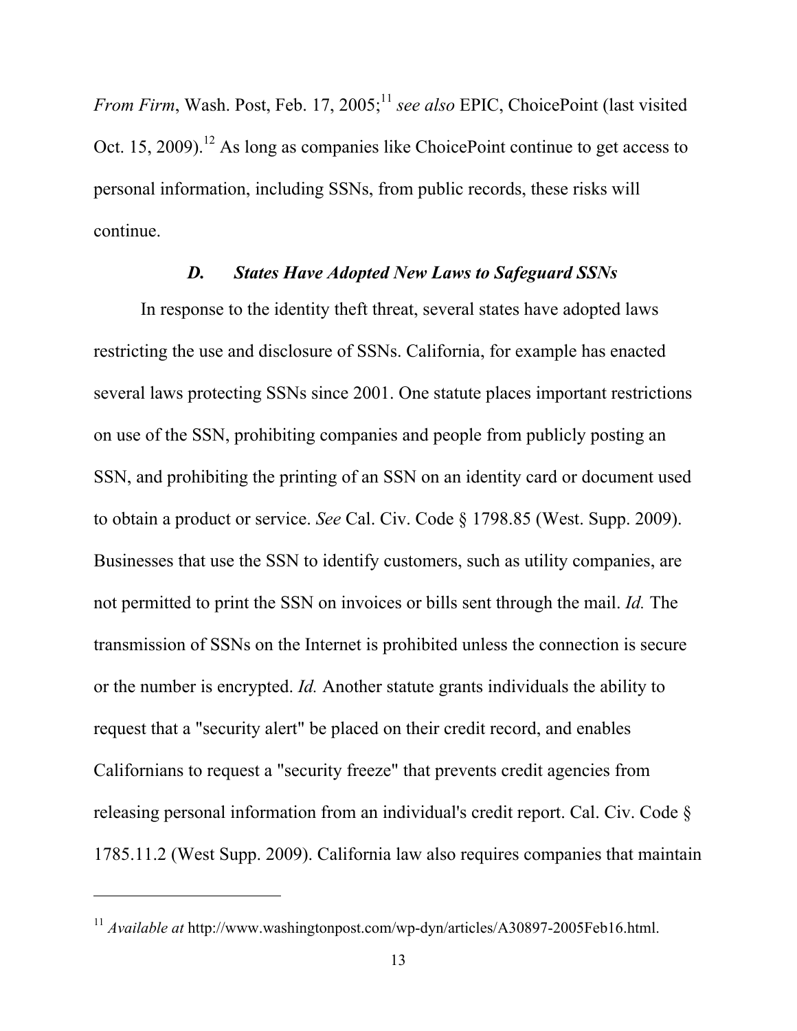*From Firm*, Wash. Post, Feb. 17, 2005;[11] *see also* EPIC, ChoicePoint (last visited Oct. 15, 2009).[12] As long as companies like ChoicePoint continue to get access to personal information, including SSNs, from public records, these risks will continue.

### *D. States Have Adopted New Laws to Safeguard SSNs*

In response to the identity theft threat, several states have adopted laws restricting the use and disclosure of SSNs. California, for example has enacted several laws protecting SSNs since 2001. One statute places important restrictions on use of the SSN, prohibiting companies and people from publicly posting an SSN, and prohibiting the printing of an SSN on an identity card or document used to obtain a product or service. *See* Cal. Civ. Code § 1798.85 (West. Supp. 2009). Businesses that use the SSN to identify customers, such as utility companies, are not permitted to print the SSN on invoices or bills sent through the mail. *Id.* The transmission of SSNs on the Internet is prohibited unless the connection is secure or the number is encrypted. *Id.* Another statute grants individuals the ability to request that a "security alert" be placed on their credit record, and enables Californians to request a "security freeze" that prevents credit agencies from releasing personal information from an individual's credit report. Cal. Civ. Code § 1785.11.2 (West Supp. 2009). California law also requires companies that maintain

---

[11] *Available at* http://www.washingtonpost.com/wp-dyn/articles/A30897-2005Feb16.html.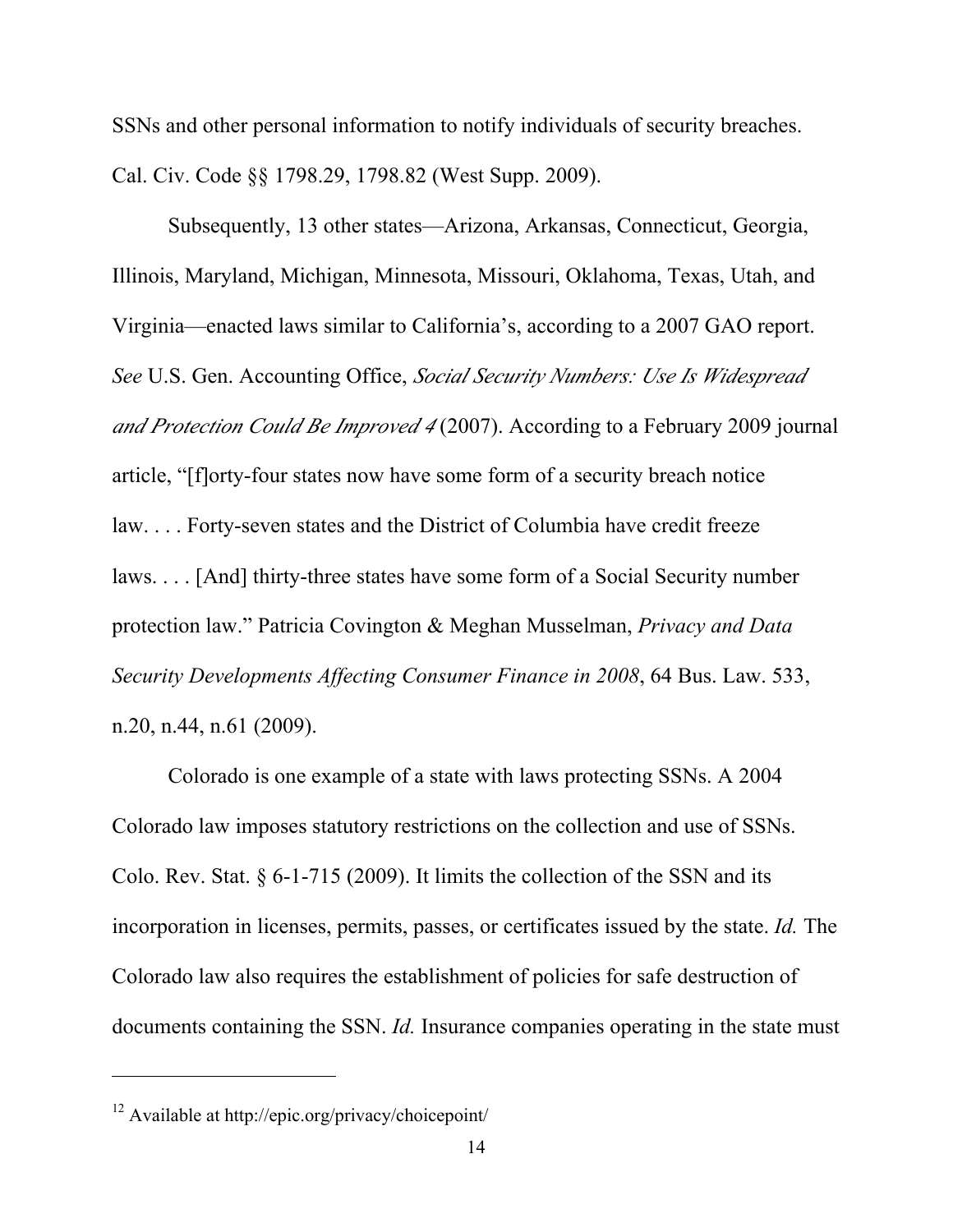SSNs and other personal information to notify individuals of security breaches. Cal. Civ. Code §§ 1798.29, 1798.82 (West Supp. 2009).

Subsequently, 13 other states—Arizona, Arkansas, Connecticut, Georgia, Illinois, Maryland, Michigan, Minnesota, Missouri, Oklahoma, Texas, Utah, and Virginia—enacted laws similar to California's, according to a 2007 GAO report. *See* U.S. Gen. Accounting Office, *Social Security Numbers: Use Is Widespread and Protection Could Be Improved 4* (2007). According to a February 2009 journal article, "[f]orty-four states now have some form of a security breach notice law. . . . Forty-seven states and the District of Columbia have credit freeze laws. . . . [And] thirty-three states have some form of a Social Security number protection law." Patricia Covington & Meghan Musselman, *Privacy and Data Security Developments Affecting Consumer Finance in 2008*, 64 Bus. Law. 533, n.20, n.44, n.61 (2009).

Colorado is one example of a state with laws protecting SSNs. A 2004 Colorado law imposes statutory restrictions on the collection and use of SSNs. Colo. Rev. Stat. § 6-1-715 (2009). It limits the collection of the SSN and its incorporation in licenses, permits, passes, or certificates issued by the state. *Id.* The Colorado law also requires the establishment of policies for safe destruction of documents containing the SSN. *Id.* Insurance companies operating in the state must

---

[12] Available at http://epic.org/privacy/choicepoint/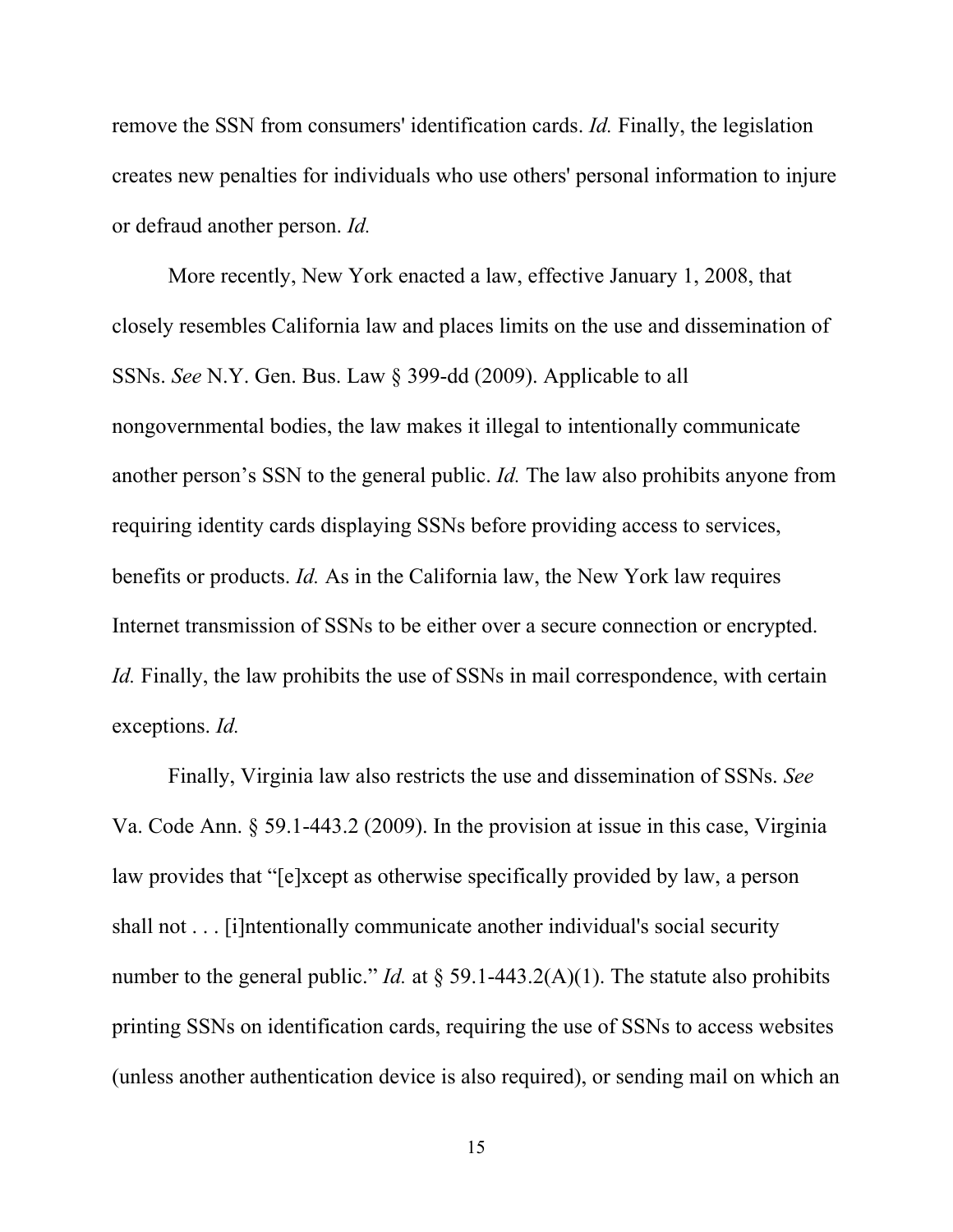remove the SSN from consumers' identification cards. *Id.* Finally, the legislation creates new penalties for individuals who use others' personal information to injure or defraud another person. *Id.*

More recently, New York enacted a law, effective January 1, 2008, that closely resembles California law and places limits on the use and dissemination of SSNs. *See* N.Y. Gen. Bus. Law § 399-dd (2009). Applicable to all nongovernmental bodies, the law makes it illegal to intentionally communicate another person's SSN to the general public. *Id.* The law also prohibits anyone from requiring identity cards displaying SSNs before providing access to services, benefits or products. *Id.* As in the California law, the New York law requires Internet transmission of SSNs to be either over a secure connection or encrypted. *Id.* Finally, the law prohibits the use of SSNs in mail correspondence, with certain exceptions. *Id.*

Finally, Virginia law also restricts the use and dissemination of SSNs. *See* Va. Code Ann. § 59.1-443.2 (2009). In the provision at issue in this case, Virginia law provides that "[e]xcept as otherwise specifically provided by law, a person shall not . . . [i]ntentionally communicate another individual's social security number to the general public." *Id.* at § 59.1-443.2(A)(1). The statute also prohibits printing SSNs on identification cards, requiring the use of SSNs to access websites (unless another authentication device is also required), or sending mail on which an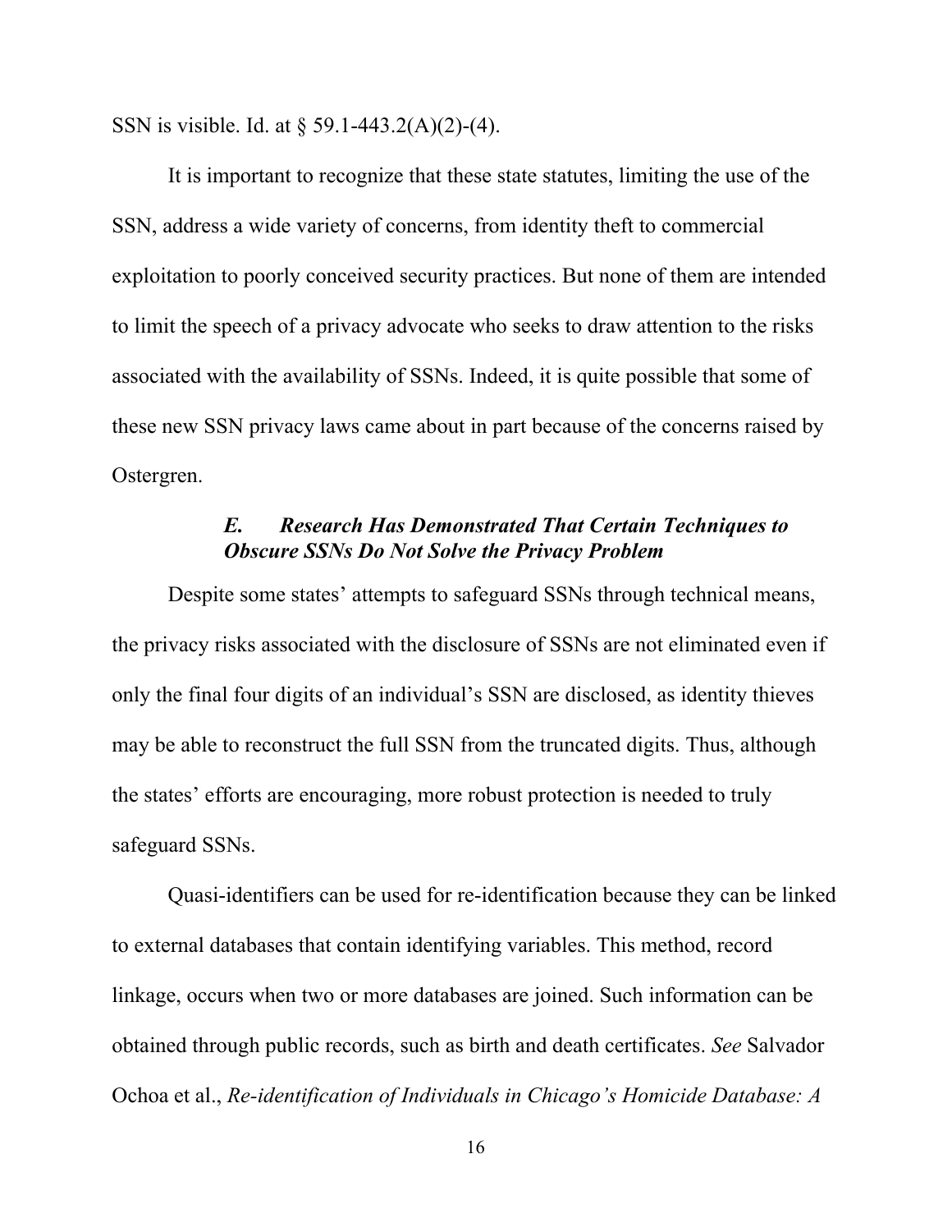SSN is visible. Id. at § 59.1-443.2(A)(2)-(4).

It is important to recognize that these state statutes, limiting the use of the SSN, address a wide variety of concerns, from identity theft to commercial exploitation to poorly conceived security practices. But none of them are intended to limit the speech of a privacy advocate who seeks to draw attention to the risks associated with the availability of SSNs. Indeed, it is quite possible that some of these new SSN privacy laws came about in part because of the concerns raised by Ostergren.

### *E. Research Has Demonstrated That Certain Techniques to Obscure SSNs Do Not Solve the Privacy Problem*

Despite some states' attempts to safeguard SSNs through technical means, the privacy risks associated with the disclosure of SSNs are not eliminated even if only the final four digits of an individual's SSN are disclosed, as identity thieves may be able to reconstruct the full SSN from the truncated digits. Thus, although the states' efforts are encouraging, more robust protection is needed to truly safeguard SSNs.

Quasi-identifiers can be used for re-identification because they can be linked to external databases that contain identifying variables. This method, record linkage, occurs when two or more databases are joined. Such information can be obtained through public records, such as birth and death certificates. *See* Salvador Ochoa et al., *Re-identification of Individuals in Chicago's Homicide Database: A*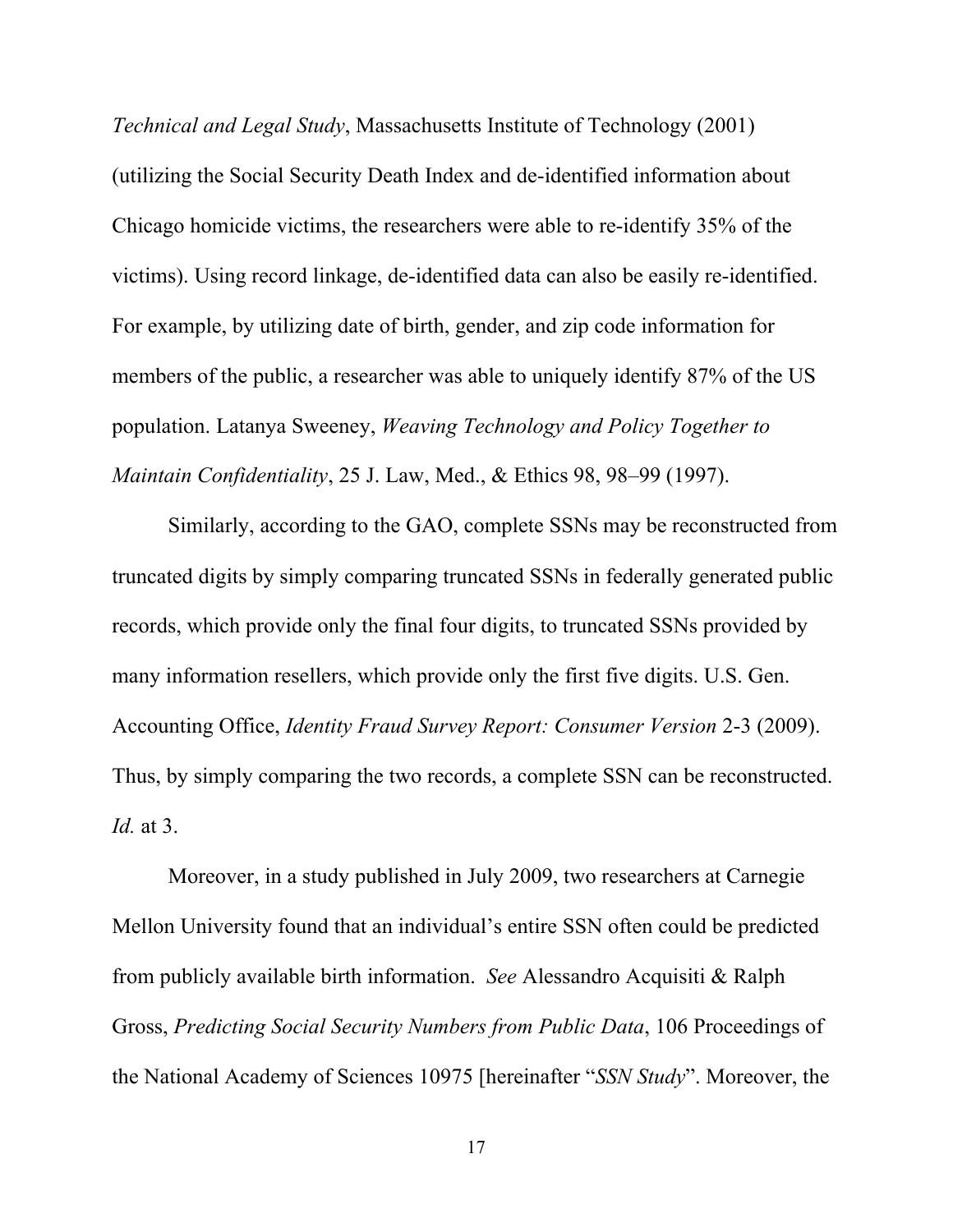*Technical and Legal Study*, Massachusetts Institute of Technology (2001) (utilizing the Social Security Death Index and de-identified information about Chicago homicide victims, the researchers were able to re-identify 35% of the victims). Using record linkage, de-identified data can also be easily re-identified. For example, by utilizing date of birth, gender, and zip code information for members of the public, a researcher was able to uniquely identify 87% of the US population. Latanya Sweeney, *Weaving Technology and Policy Together to Maintain Confidentiality*, 25 J. Law, Med., & Ethics 98, 98–99 (1997).

Similarly, according to the GAO, complete SSNs may be reconstructed from truncated digits by simply comparing truncated SSNs in federally generated public records, which provide only the final four digits, to truncated SSNs provided by many information resellers, which provide only the first five digits. U.S. Gen. Accounting Office, *Identity Fraud Survey Report: Consumer Version* 2-3 (2009). Thus, by simply comparing the two records, a complete SSN can be reconstructed. *Id.* at 3.

Moreover, in a study published in July 2009, two researchers at Carnegie Mellon University found that an individual's entire SSN often could be predicted from publicly available birth information. *See* Alessandro Acquisiti & Ralph Gross, *Predicting Social Security Numbers from Public Data*, 106 Proceedings of the National Academy of Sciences 10975 [hereinafter "*SSN Study*". Moreover, the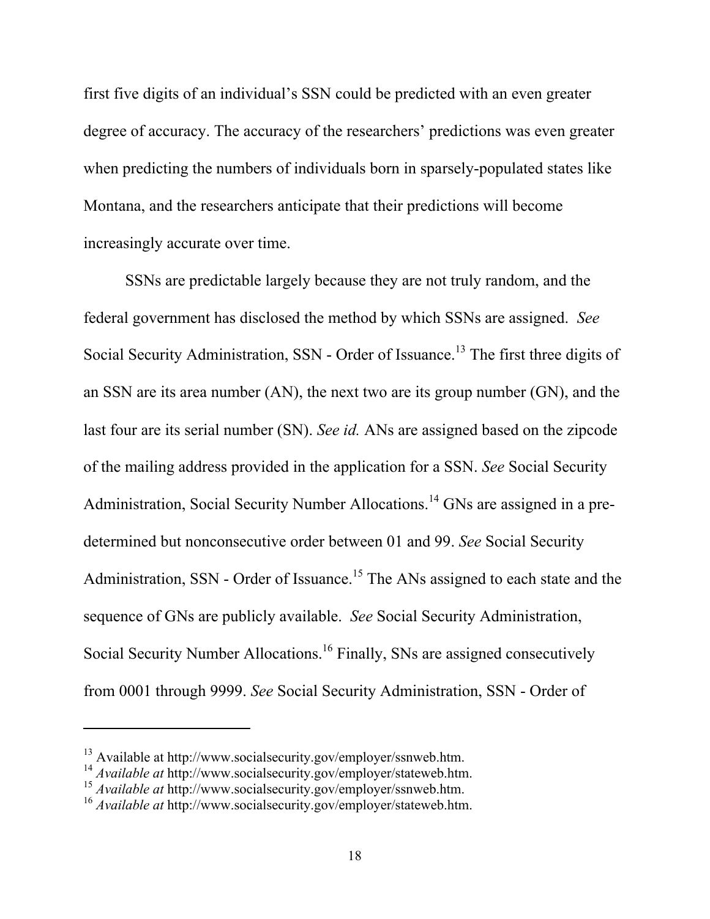first five digits of an individual's SSN could be predicted with an even greater degree of accuracy. The accuracy of the researchers' predictions was even greater when predicting the numbers of individuals born in sparsely-populated states like Montana, and the researchers anticipate that their predictions will become increasingly accurate over time.

SSNs are predictable largely because they are not truly random, and the federal government has disclosed the method by which SSNs are assigned. *See* Social Security Administration, SSN - Order of Issuance.[13] The first three digits of an SSN are its area number (AN), the next two are its group number (GN), and the last four are its serial number (SN). *See id.* ANs are assigned based on the zipcode of the mailing address provided in the application for a SSN. *See* Social Security Administration, Social Security Number Allocations.[14] GNs are assigned in a pre-determined but nonconsecutive order between 01 and 99. *See* Social Security Administration, SSN - Order of Issuance.[15] The ANs assigned to each state and the sequence of GNs are publicly available. *See* Social Security Administration, Social Security Number Allocations.[16] Finally, SNs are assigned consecutively from 0001 through 9999. *See* Social Security Administration, SSN - Order of

---

[13] Available at http://www.socialsecurity.gov/employer/ssnweb.htm.

[14] *Available at* http://www.socialsecurity.gov/employer/stateweb.htm.

[15] *Available at* http://www.socialsecurity.gov/employer/ssnweb.htm.

[16] *Available at* http://www.socialsecurity.gov/employer/stateweb.htm.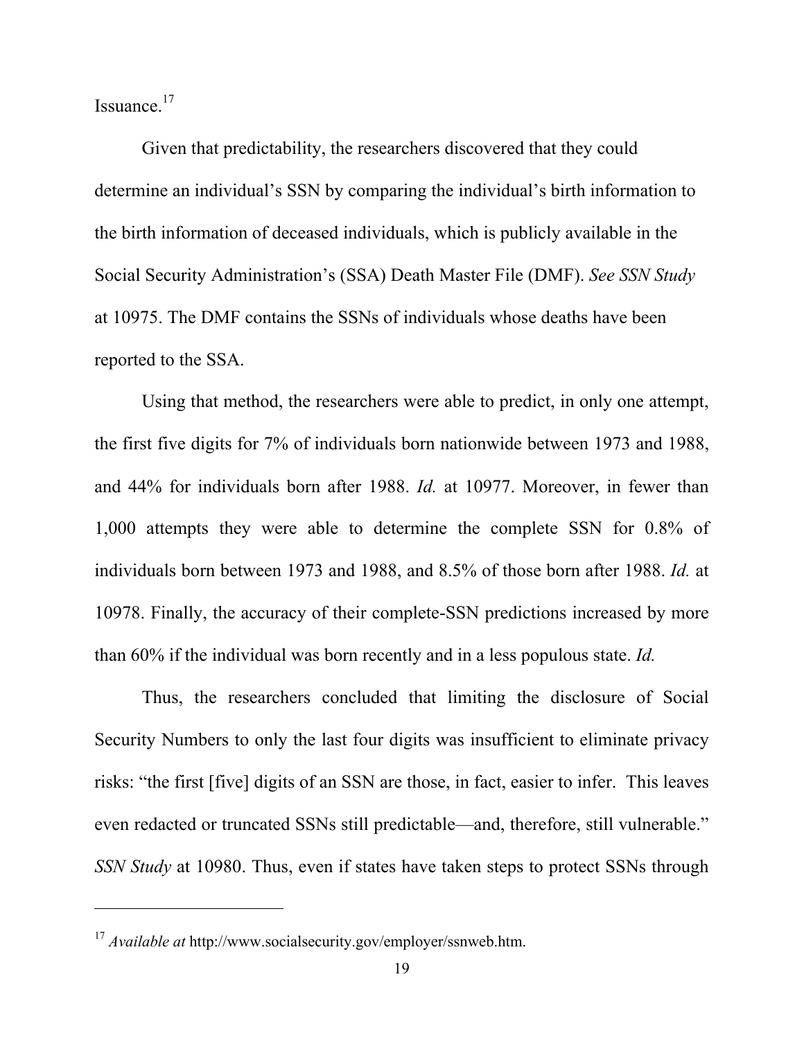Issuance.[17]

Given that predictability, the researchers discovered that they could determine an individual's SSN by comparing the individual's birth information to the birth information of deceased individuals, which is publicly available in the Social Security Administration's (SSA) Death Master File (DMF). *See SSN Study* at 10975. The DMF contains the SSNs of individuals whose deaths have been reported to the SSA.

Using that method, the researchers were able to predict, in only one attempt, the first five digits for 7% of individuals born nationwide between 1973 and 1988, and 44% for individuals born after 1988. *Id.* at 10977. Moreover, in fewer than 1,000 attempts they were able to determine the complete SSN for 0.8% of individuals born between 1973 and 1988, and 8.5% of those born after 1988. *Id.* at 10978. Finally, the accuracy of their complete-SSN predictions increased by more than 60% if the individual was born recently and in a less populous state. *Id.*

Thus, the researchers concluded that limiting the disclosure of Social Security Numbers to only the last four digits was insufficient to eliminate privacy risks: "the first [five] digits of an SSN are those, in fact, easier to infer. This leaves even redacted or truncated SSNs still predictable—and, therefore, still vulnerable." *SSN Study* at 10980. Thus, even if states have taken steps to protect SSNs through

---

[17] *Available at* http://www.socialsecurity.gov/employer/ssnweb.htm.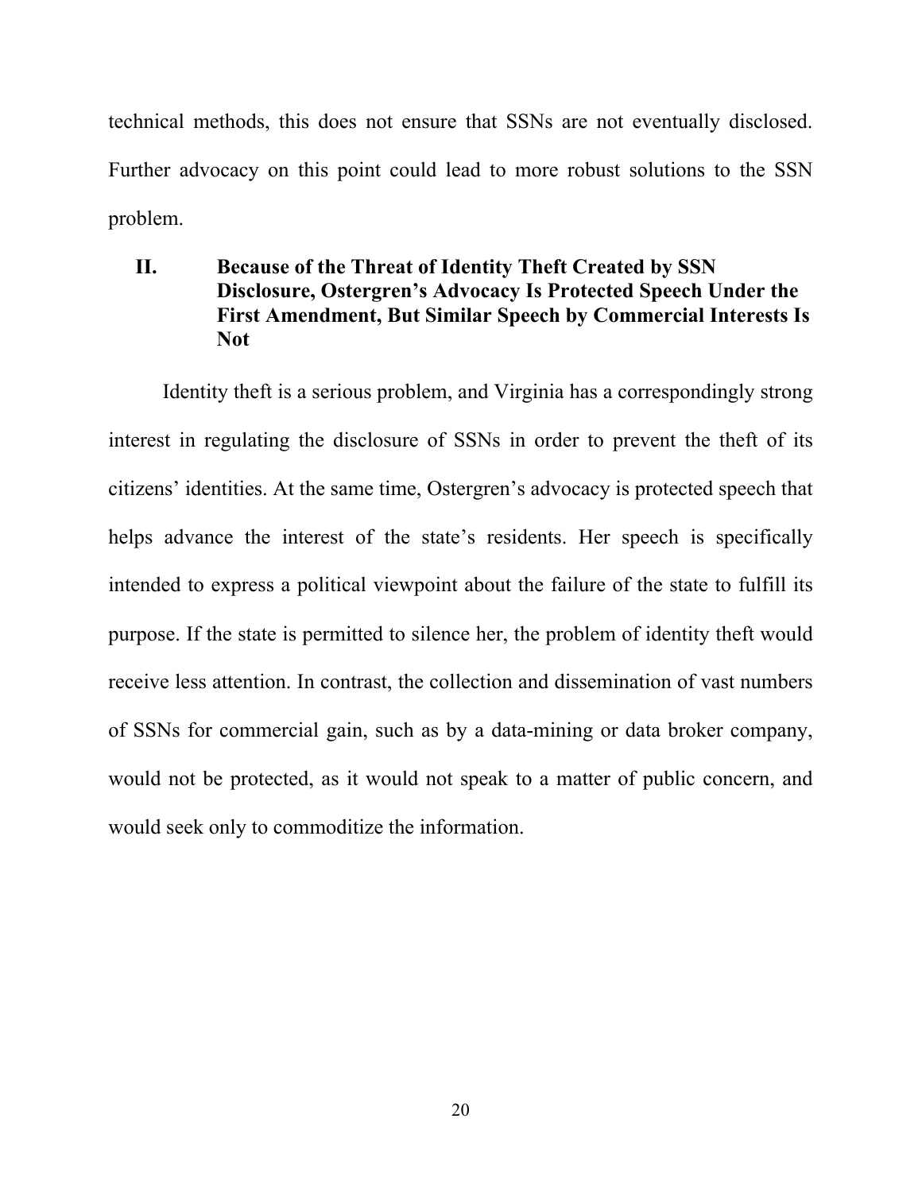technical methods, this does not ensure that SSNs are not eventually disclosed. Further advocacy on this point could lead to more robust solutions to the SSN problem.

## II. Because of the Threat of Identity Theft Created by SSN Disclosure, Ostergren's Advocacy Is Protected Speech Under the First Amendment, But Similar Speech by Commercial Interests Is Not

Identity theft is a serious problem, and Virginia has a correspondingly strong interest in regulating the disclosure of SSNs in order to prevent the theft of its citizens' identities. At the same time, Ostergren's advocacy is protected speech that helps advance the interest of the state's residents. Her speech is specifically intended to express a political viewpoint about the failure of the state to fulfill its purpose. If the state is permitted to silence her, the problem of identity theft would receive less attention. In contrast, the collection and dissemination of vast numbers of SSNs for commercial gain, such as by a data-mining or data broker company, would not be protected, as it would not speak to a matter of public concern, and would seek only to commoditize the information.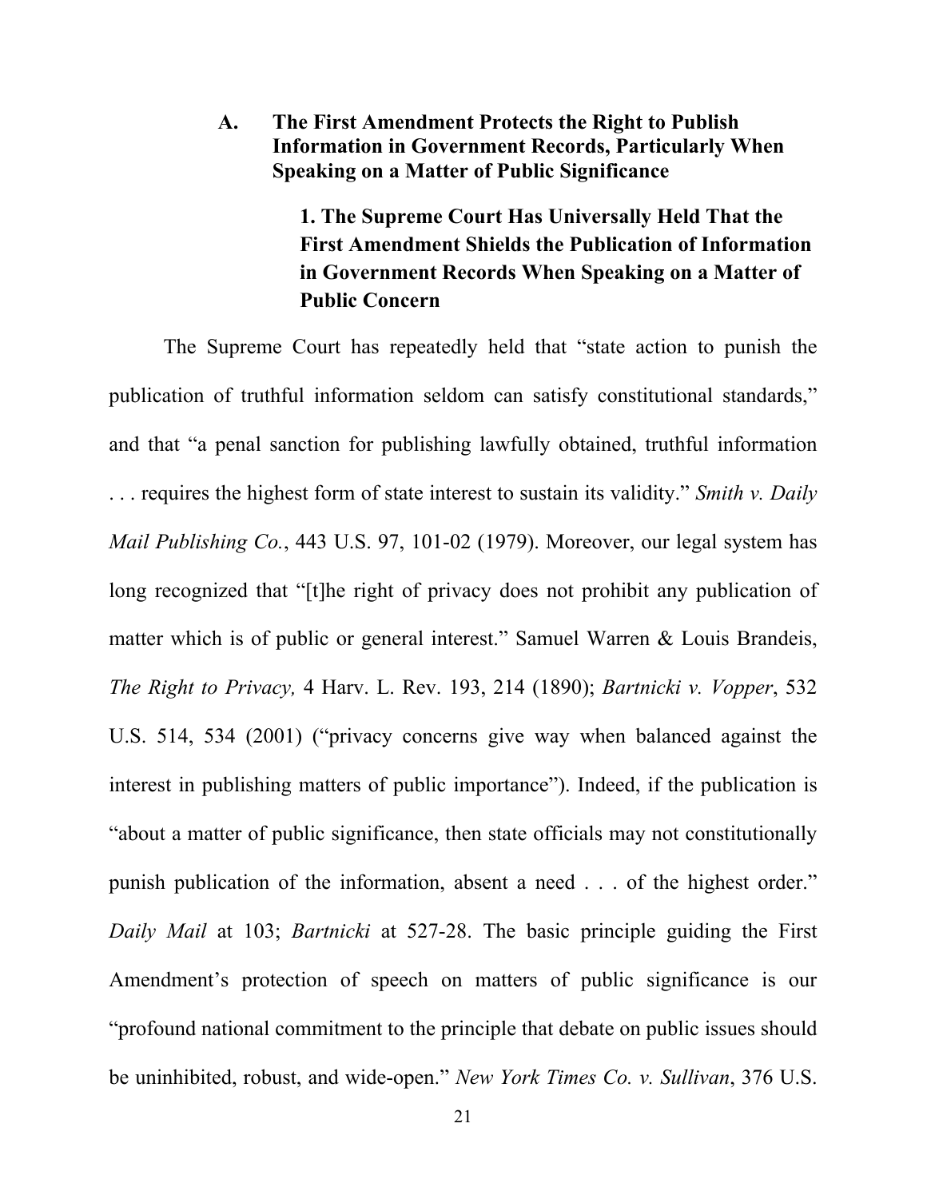### A. The First Amendment Protects the Right to Publish Information in Government Records, Particularly When Speaking on a Matter of Public Significance

#### 1. The Supreme Court Has Universally Held That the First Amendment Shields the Publication of Information in Government Records When Speaking on a Matter of Public Concern

The Supreme Court has repeatedly held that "state action to punish the publication of truthful information seldom can satisfy constitutional standards," and that "a penal sanction for publishing lawfully obtained, truthful information . . . requires the highest form of state interest to sustain its validity." *Smith v. Daily Mail Publishing Co.*, 443 U.S. 97, 101-02 (1979). Moreover, our legal system has long recognized that "[t]he right of privacy does not prohibit any publication of matter which is of public or general interest." Samuel Warren & Louis Brandeis, *The Right to Privacy,* 4 Harv. L. Rev. 193, 214 (1890); *Bartnicki v. Vopper*, 532 U.S. 514, 534 (2001) ("privacy concerns give way when balanced against the interest in publishing matters of public importance"). Indeed, if the publication is "about a matter of public significance, then state officials may not constitutionally punish publication of the information, absent a need . . . of the highest order." *Daily Mail* at 103; *Bartnicki* at 527-28. The basic principle guiding the First Amendment's protection of speech on matters of public significance is our "profound national commitment to the principle that debate on public issues should be uninhibited, robust, and wide-open." *New York Times Co. v. Sullivan*, 376 U.S.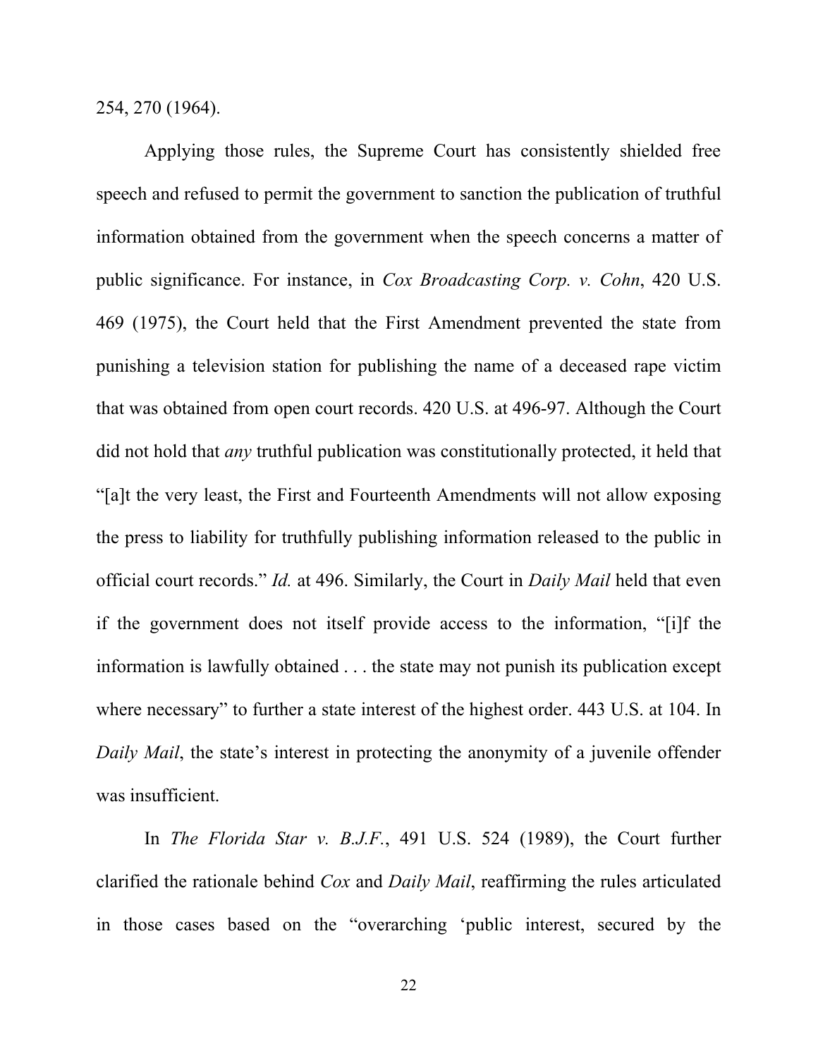254, 270 (1964).

Applying those rules, the Supreme Court has consistently shielded free speech and refused to permit the government to sanction the publication of truthful information obtained from the government when the speech concerns a matter of public significance. For instance, in *Cox Broadcasting Corp. v. Cohn*, 420 U.S. 469 (1975), the Court held that the First Amendment prevented the state from punishing a television station for publishing the name of a deceased rape victim that was obtained from open court records. 420 U.S. at 496-97. Although the Court did not hold that *any* truthful publication was constitutionally protected, it held that "[a]t the very least, the First and Fourteenth Amendments will not allow exposing the press to liability for truthfully publishing information released to the public in official court records." *Id.* at 496. Similarly, the Court in *Daily Mail* held that even if the government does not itself provide access to the information, "[i]f the information is lawfully obtained . . . the state may not punish its publication except where necessary" to further a state interest of the highest order. 443 U.S. at 104. In *Daily Mail*, the state's interest in protecting the anonymity of a juvenile offender was insufficient.

In *The Florida Star v. B.J.F.*, 491 U.S. 524 (1989), the Court further clarified the rationale behind *Cox* and *Daily Mail*, reaffirming the rules articulated in those cases based on the "overarching 'public interest, secured by the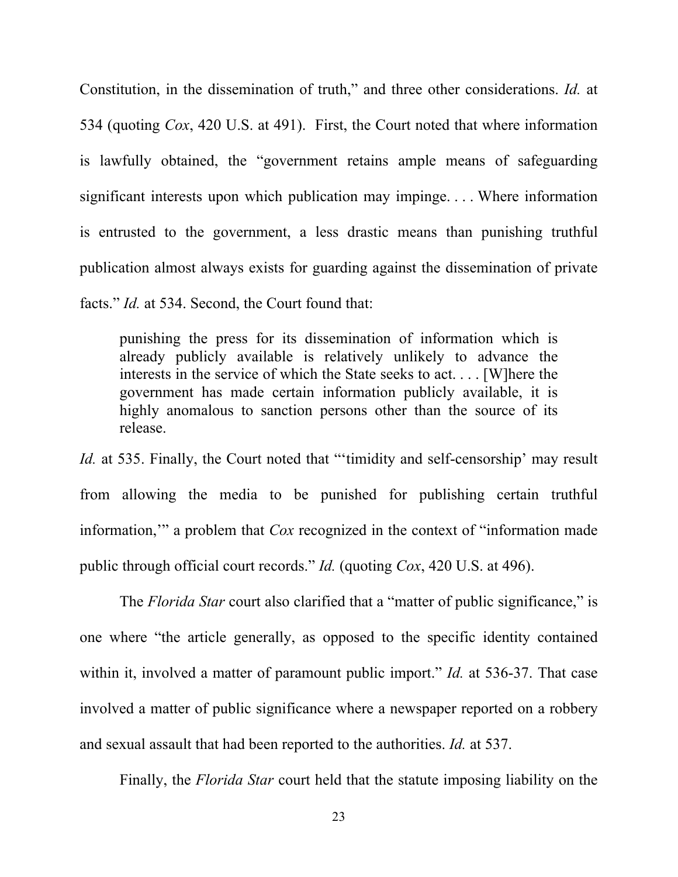Constitution, in the dissemination of truth," and three other considerations. *Id.* at 534 (quoting *Cox*, 420 U.S. at 491). First, the Court noted that where information is lawfully obtained, the "government retains ample means of safeguarding significant interests upon which publication may impinge. . . . Where information is entrusted to the government, a less drastic means than punishing truthful publication almost always exists for guarding against the dissemination of private facts." *Id.* at 534. Second, the Court found that:

> punishing the press for its dissemination of information which is already publicly available is relatively unlikely to advance the interests in the service of which the State seeks to act. . . . [W]here the government has made certain information publicly available, it is highly anomalous to sanction persons other than the source of its release.

*Id.* at 535. Finally, the Court noted that "'timidity and self-censorship' may result from allowing the media to be punished for publishing certain truthful information,'" a problem that *Cox* recognized in the context of "information made public through official court records." *Id.* (quoting *Cox*, 420 U.S. at 496).

The *Florida Star* court also clarified that a "matter of public significance," is one where "the article generally, as opposed to the specific identity contained within it, involved a matter of paramount public import." *Id.* at 536-37. That case involved a matter of public significance where a newspaper reported on a robbery and sexual assault that had been reported to the authorities. *Id.* at 537.

Finally, the *Florida Star* court held that the statute imposing liability on the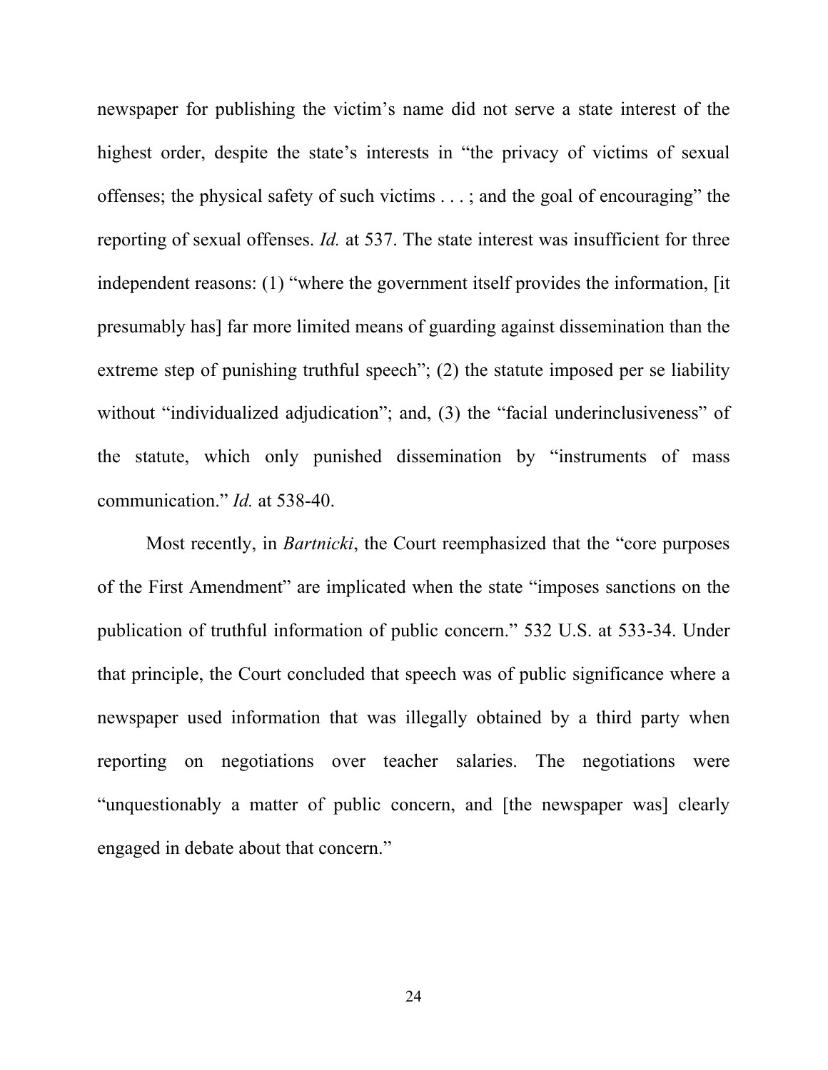newspaper for publishing the victim's name did not serve a state interest of the highest order, despite the state's interests in "the privacy of victims of sexual offenses; the physical safety of such victims . . . ; and the goal of encouraging" the reporting of sexual offenses. *Id.* at 537. The state interest was insufficient for three independent reasons: (1) "where the government itself provides the information, [it presumably has] far more limited means of guarding against dissemination than the extreme step of punishing truthful speech"; (2) the statute imposed per se liability without "individualized adjudication"; and, (3) the "facial underinclusiveness" of the statute, which only punished dissemination by "instruments of mass communication." *Id.* at 538-40.

Most recently, in *Bartnicki*, the Court reemphasized that the "core purposes of the First Amendment" are implicated when the state "imposes sanctions on the publication of truthful information of public concern." 532 U.S. at 533-34. Under that principle, the Court concluded that speech was of public significance where a newspaper used information that was illegally obtained by a third party when reporting on negotiations over teacher salaries. The negotiations were "unquestionably a matter of public concern, and [the newspaper was] clearly engaged in debate about that concern."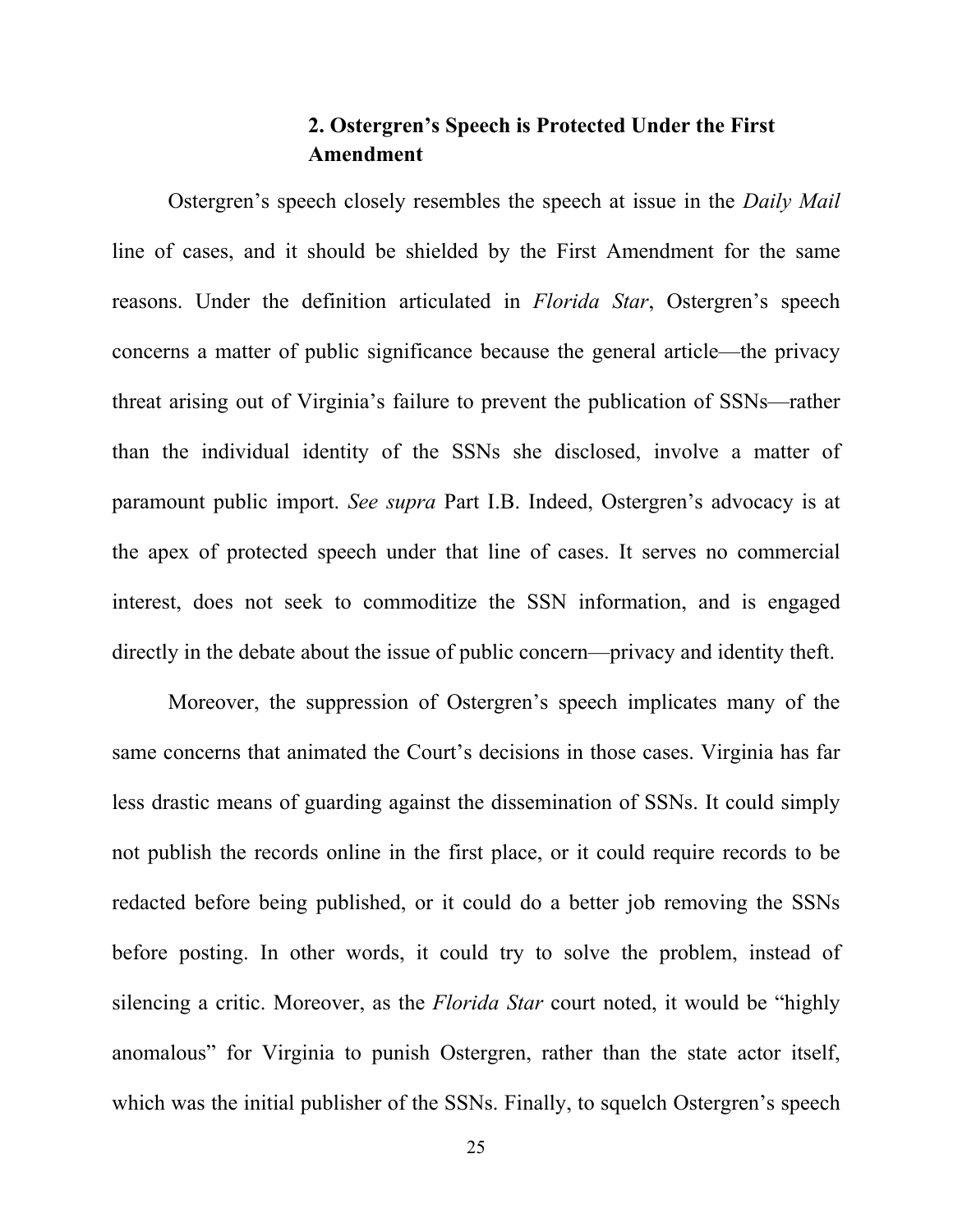### 2. Ostergren's Speech is Protected Under the First Amendment

Ostergren's speech closely resembles the speech at issue in the *Daily Mail* line of cases, and it should be shielded by the First Amendment for the same reasons. Under the definition articulated in *Florida Star*, Ostergren's speech concerns a matter of public significance because the general article—the privacy threat arising out of Virginia's failure to prevent the publication of SSNs—rather than the individual identity of the SSNs she disclosed, involve a matter of paramount public import. *See supra* Part I.B. Indeed, Ostergren's advocacy is at the apex of protected speech under that line of cases. It serves no commercial interest, does not seek to commoditize the SSN information, and is engaged directly in the debate about the issue of public concern—privacy and identity theft.

Moreover, the suppression of Ostergren's speech implicates many of the same concerns that animated the Court's decisions in those cases. Virginia has far less drastic means of guarding against the dissemination of SSNs. It could simply not publish the records online in the first place, or it could require records to be redacted before being published, or it could do a better job removing the SSNs before posting. In other words, it could try to solve the problem, instead of silencing a critic. Moreover, as the *Florida Star* court noted, it would be "highly anomalous" for Virginia to punish Ostergren, rather than the state actor itself, which was the initial publisher of the SSNs. Finally, to squelch Ostergren's speech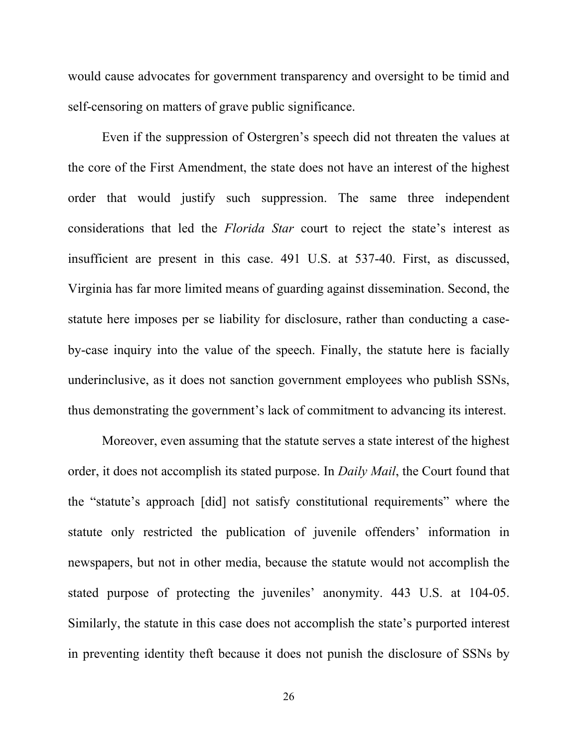would cause advocates for government transparency and oversight to be timid and self-censoring on matters of grave public significance.

Even if the suppression of Ostergren's speech did not threaten the values at the core of the First Amendment, the state does not have an interest of the highest order that would justify such suppression. The same three independent considerations that led the *Florida Star* court to reject the state's interest as insufficient are present in this case. 491 U.S. at 537-40. First, as discussed, Virginia has far more limited means of guarding against dissemination. Second, the statute here imposes per se liability for disclosure, rather than conducting a case-by-case inquiry into the value of the speech. Finally, the statute here is facially underinclusive, as it does not sanction government employees who publish SSNs, thus demonstrating the government's lack of commitment to advancing its interest.

Moreover, even assuming that the statute serves a state interest of the highest order, it does not accomplish its stated purpose. In *Daily Mail*, the Court found that the "statute's approach [did] not satisfy constitutional requirements" where the statute only restricted the publication of juvenile offenders' information in newspapers, but not in other media, because the statute would not accomplish the stated purpose of protecting the juveniles' anonymity. 443 U.S. at 104-05. Similarly, the statute in this case does not accomplish the state's purported interest in preventing identity theft because it does not punish the disclosure of SSNs by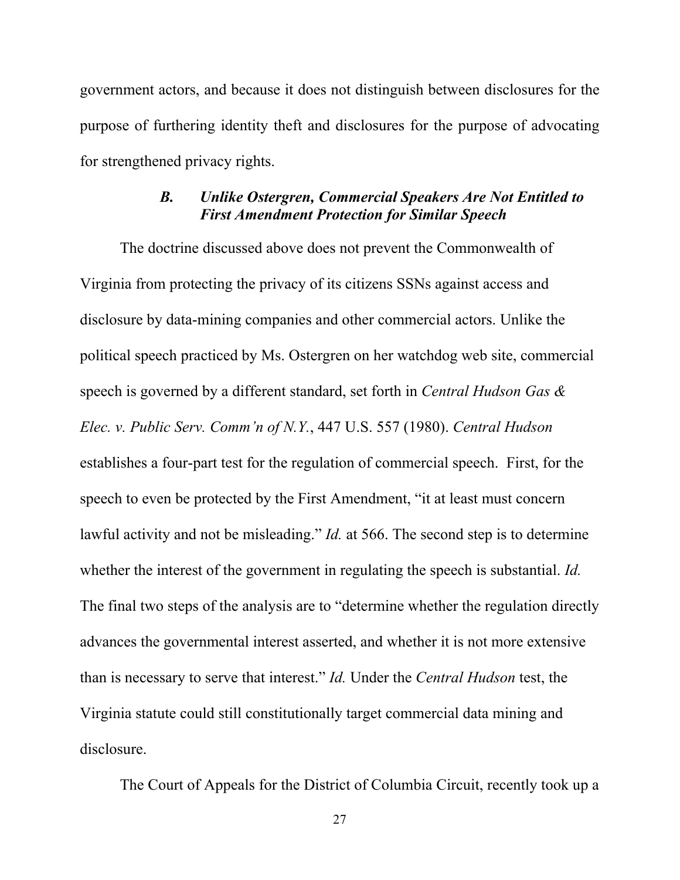government actors, and because it does not distinguish between disclosures for the purpose of furthering identity theft and disclosures for the purpose of advocating for strengthened privacy rights.

### *B. Unlike Ostergren, Commercial Speakers Are Not Entitled to First Amendment Protection for Similar Speech*

The doctrine discussed above does not prevent the Commonwealth of Virginia from protecting the privacy of its citizens SSNs against access and disclosure by data-mining companies and other commercial actors. Unlike the political speech practiced by Ms. Ostergren on her watchdog web site, commercial speech is governed by a different standard, set forth in *Central Hudson Gas & Elec. v. Public Serv. Comm'n of N.Y.*, 447 U.S. 557 (1980). *Central Hudson* establishes a four-part test for the regulation of commercial speech. First, for the speech to even be protected by the First Amendment, "it at least must concern lawful activity and not be misleading." *Id.* at 566. The second step is to determine whether the interest of the government in regulating the speech is substantial. *Id.* The final two steps of the analysis are to "determine whether the regulation directly advances the governmental interest asserted, and whether it is not more extensive than is necessary to serve that interest." *Id.* Under the *Central Hudson* test, the Virginia statute could still constitutionally target commercial data mining and disclosure.

The Court of Appeals for the District of Columbia Circuit, recently took up a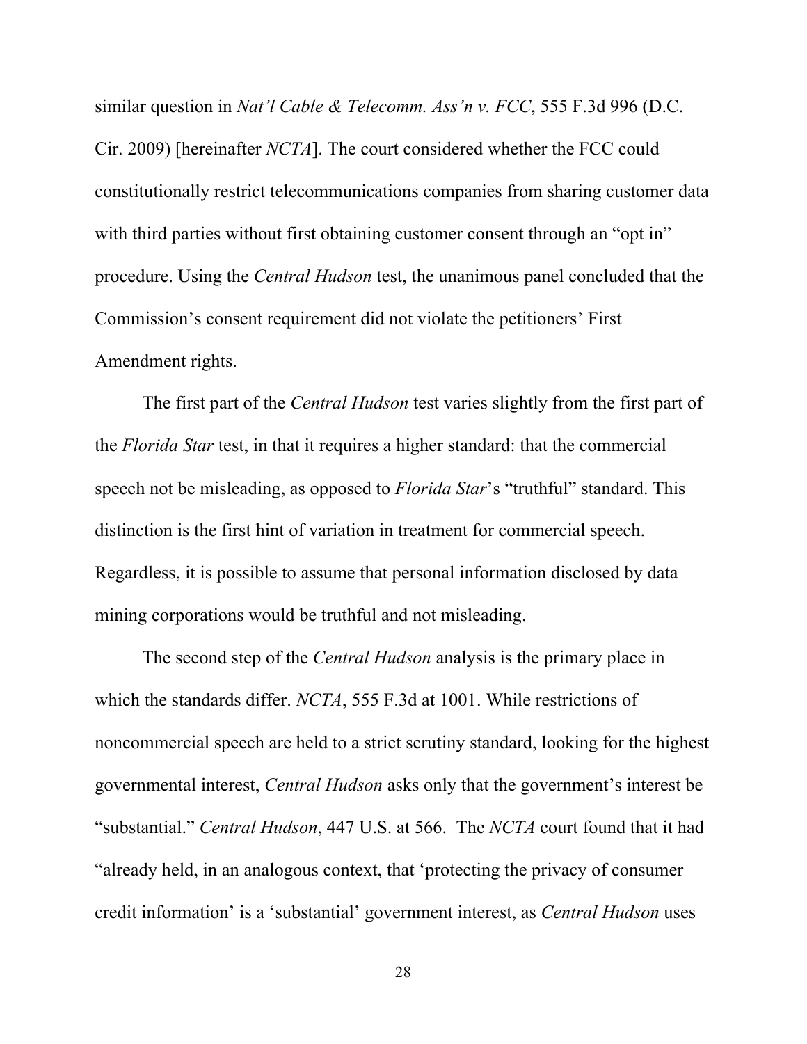similar question in *Nat'l Cable & Telecomm. Ass'n v. FCC*, 555 F.3d 996 (D.C. Cir. 2009) [hereinafter *NCTA*]. The court considered whether the FCC could constitutionally restrict telecommunications companies from sharing customer data with third parties without first obtaining customer consent through an "opt in" procedure. Using the *Central Hudson* test, the unanimous panel concluded that the Commission's consent requirement did not violate the petitioners' First Amendment rights.

The first part of the *Central Hudson* test varies slightly from the first part of the *Florida Star* test, in that it requires a higher standard: that the commercial speech not be misleading, as opposed to *Florida Star*'s "truthful" standard. This distinction is the first hint of variation in treatment for commercial speech. Regardless, it is possible to assume that personal information disclosed by data mining corporations would be truthful and not misleading.

The second step of the *Central Hudson* analysis is the primary place in which the standards differ. *NCTA*, 555 F.3d at 1001. While restrictions of noncommercial speech are held to a strict scrutiny standard, looking for the highest governmental interest, *Central Hudson* asks only that the government's interest be "substantial." *Central Hudson*, 447 U.S. at 566. The *NCTA* court found that it had "already held, in an analogous context, that 'protecting the privacy of consumer credit information' is a 'substantial' government interest, as *Central Hudson* uses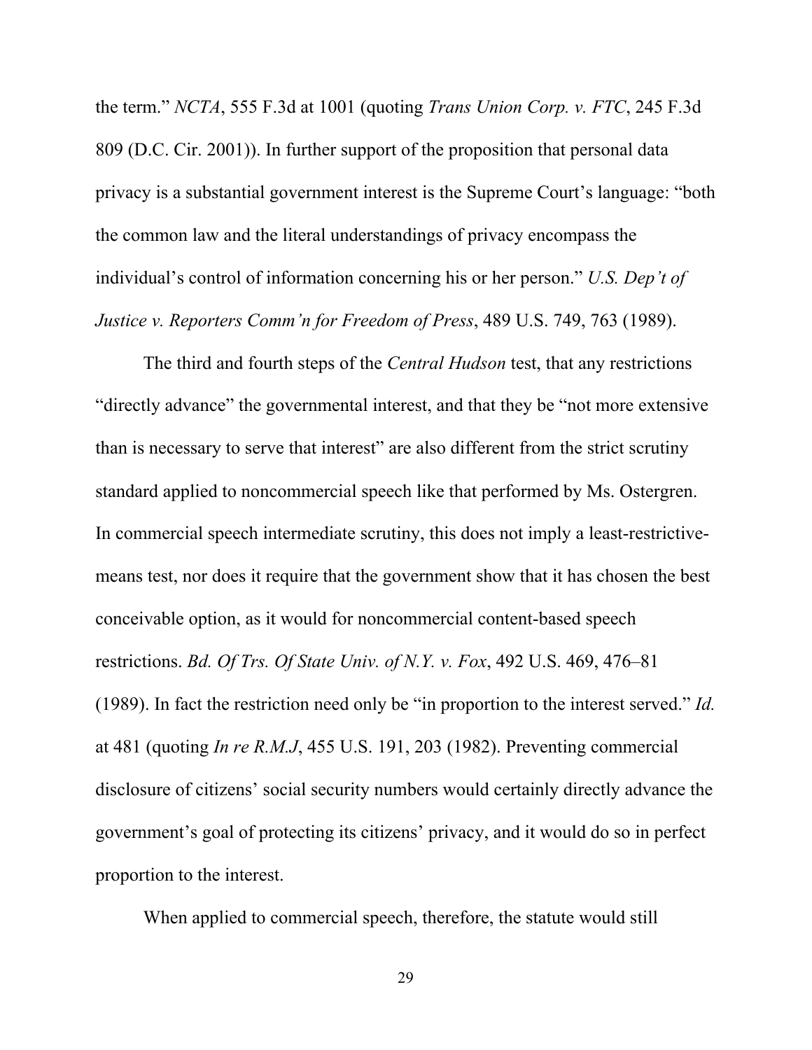the term." *NCTA*, 555 F.3d at 1001 (quoting *Trans Union Corp. v. FTC*, 245 F.3d 809 (D.C. Cir. 2001)). In further support of the proposition that personal data privacy is a substantial government interest is the Supreme Court's language: "both the common law and the literal understandings of privacy encompass the individual's control of information concerning his or her person." *U.S. Dep't of Justice v. Reporters Comm'n for Freedom of Press*, 489 U.S. 749, 763 (1989).

The third and fourth steps of the *Central Hudson* test, that any restrictions "directly advance" the governmental interest, and that they be "not more extensive than is necessary to serve that interest" are also different from the strict scrutiny standard applied to noncommercial speech like that performed by Ms. Ostergren. In commercial speech intermediate scrutiny, this does not imply a least-restrictive-means test, nor does it require that the government show that it has chosen the best conceivable option, as it would for noncommercial content-based speech restrictions. *Bd. Of Trs. Of State Univ. of N.Y. v. Fox*, 492 U.S. 469, 476–81 (1989). In fact the restriction need only be "in proportion to the interest served." *Id.* at 481 (quoting *In re R.M.J*, 455 U.S. 191, 203 (1982). Preventing commercial disclosure of citizens' social security numbers would certainly directly advance the government's goal of protecting its citizens' privacy, and it would do so in perfect proportion to the interest.

When applied to commercial speech, therefore, the statute would still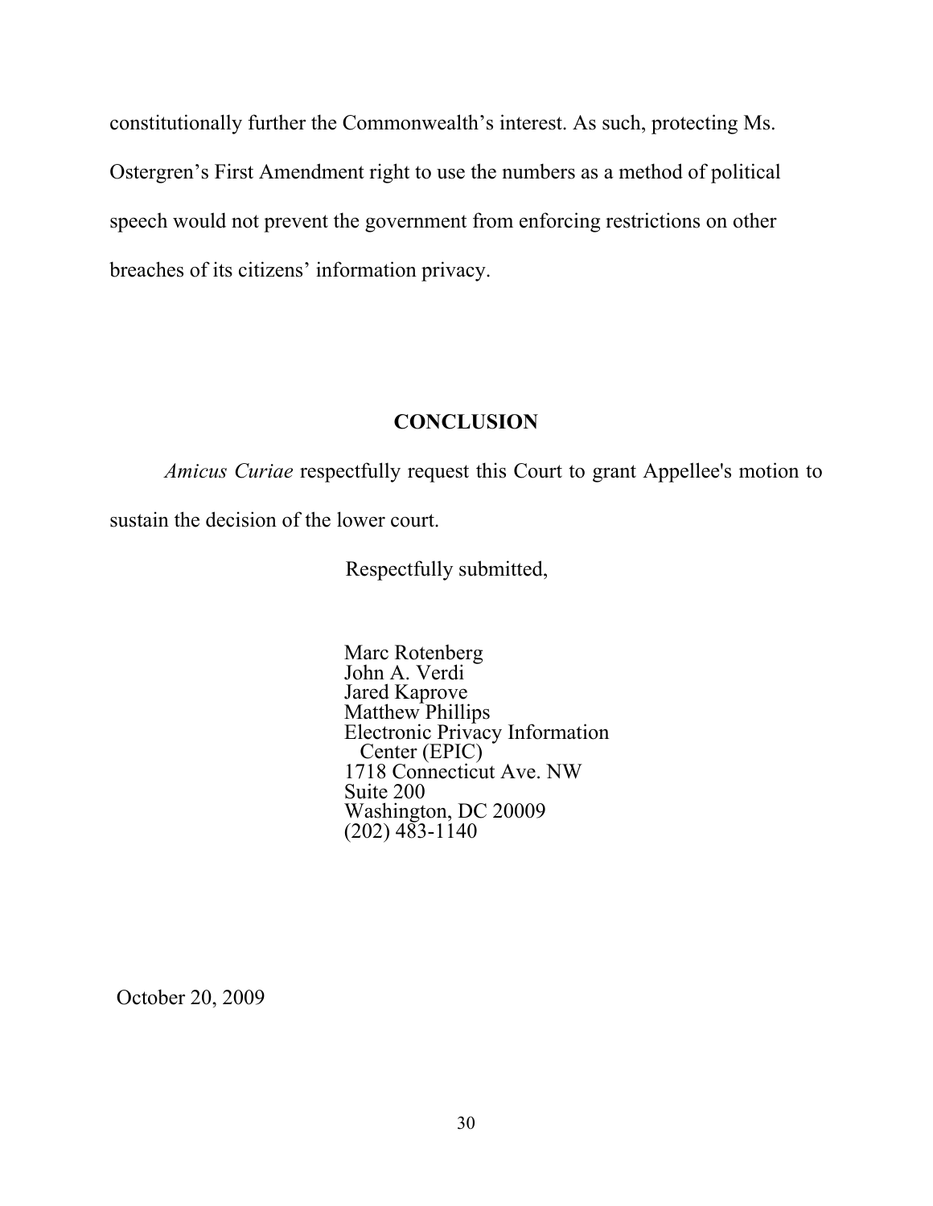constitutionally further the Commonwealth's interest. As such, protecting Ms. Ostergren's First Amendment right to use the numbers as a method of political speech would not prevent the government from enforcing restrictions on other breaches of its citizens' information privacy.

## CONCLUSION

*Amicus Curiae* respectfully request this Court to grant Appellee's motion to sustain the decision of the lower court.

Respectfully submitted,

Marc Rotenberg
John A. Verdi
Jared Kaprove
Matthew Phillips
Electronic Privacy Information Center (EPIC)
1718 Connecticut Ave. NW
Suite 200
Washington, DC 20009
(202) 483-1140

October 20, 2009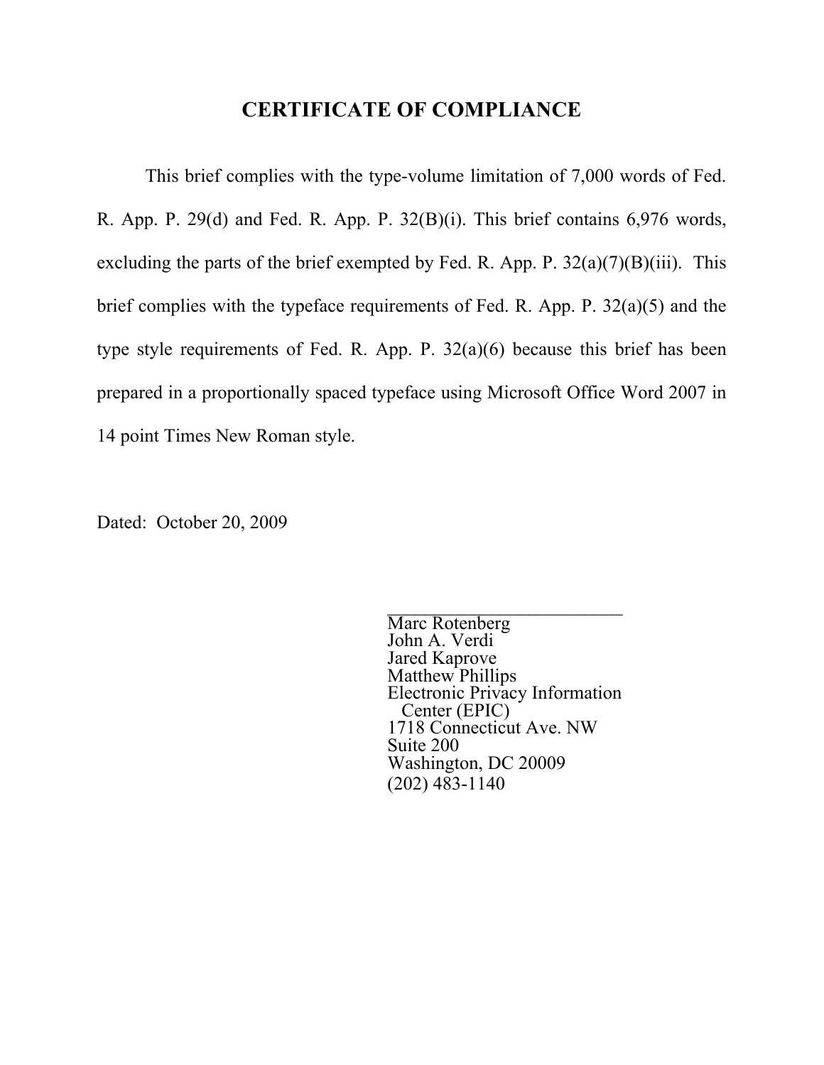# CERTIFICATE OF COMPLIANCE

This brief complies with the type-volume limitation of 7,000 words of Fed. R. App. P. 29(d) and Fed. R. App. P. 32(B)(i). This brief contains 6,976 words, excluding the parts of the brief exempted by Fed. R. App. P. 32(a)(7)(B)(iii). This brief complies with the typeface requirements of Fed. R. App. P. 32(a)(5) and the type style requirements of Fed. R. App. P. 32(a)(6) because this brief has been prepared in a proportionally spaced typeface using Microsoft Office Word 2007 in 14 point Times New Roman style.

Dated: October 20, 2009

\_\_\_\_\_\_\_\_\_\_\_\_\_\_\_\_\_\_\_\_\_\_\_\_\_

Marc Rotenberg
John A. Verdi
Jared Kaprove
Matthew Phillips
Electronic Privacy Information Center (EPIC)
1718 Connecticut Ave. NW
Suite 200
Washington, DC 20009
(202) 483-1140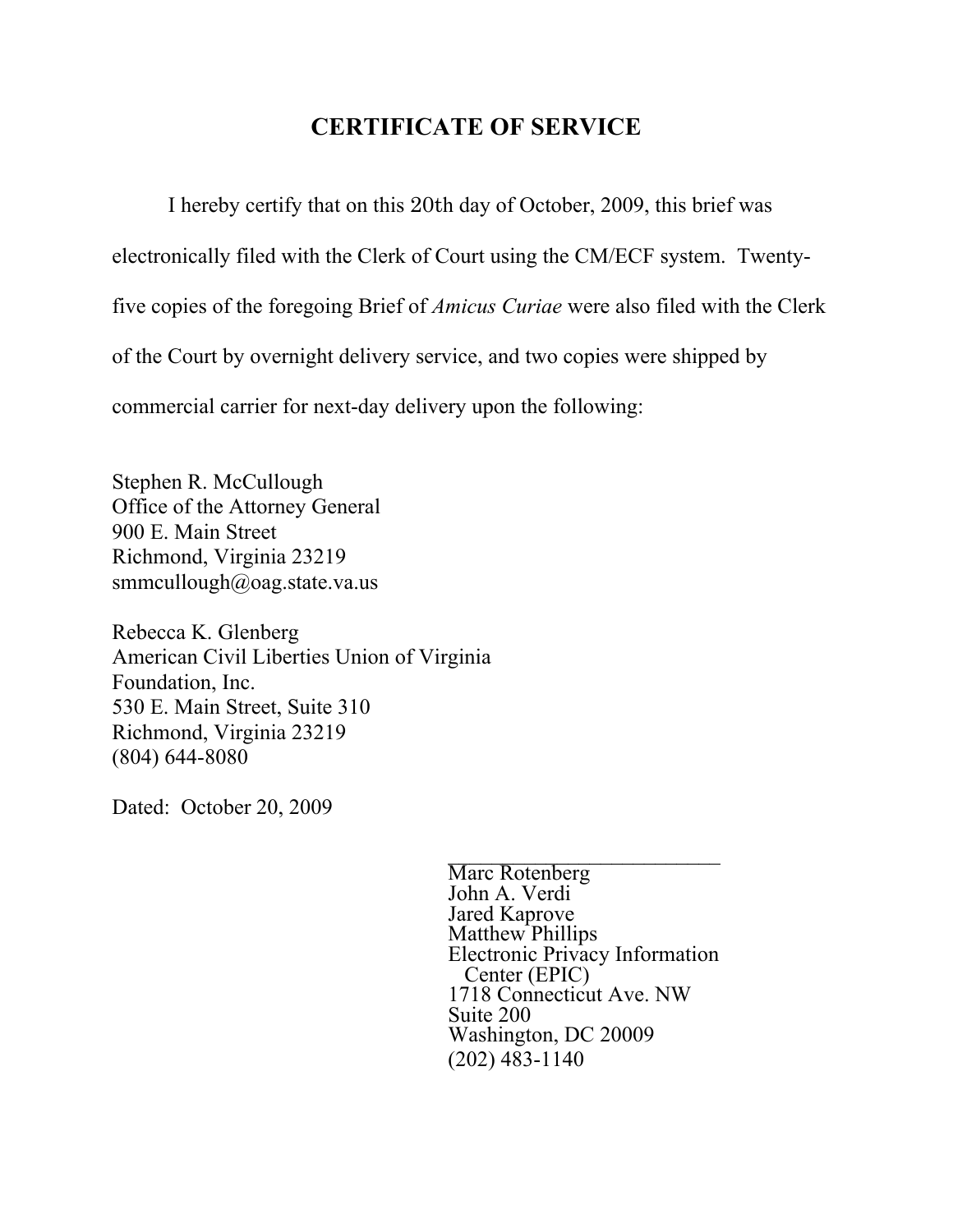# CERTIFICATE OF SERVICE

I hereby certify that on this 20th day of October, 2009, this brief was electronically filed with the Clerk of Court using the CM/ECF system. Twenty-five copies of the foregoing Brief of *Amicus Curiae* were also filed with the Clerk of the Court by overnight delivery service, and two copies were shipped by commercial carrier for next-day delivery upon the following:

Stephen R. McCullough
Office of the Attorney General
900 E. Main Street
Richmond, Virginia 23219
smmcullough@oag.state.va.us

Rebecca K. Glenberg
American Civil Liberties Union of Virginia
Foundation, Inc.
530 E. Main Street, Suite 310
Richmond, Virginia 23219
(804) 644-8080

Dated: October 20, 2009

\_\_\_\_\_\_\_\_\_\_\_\_\_\_\_\_\_\_\_\_\_\_\_\_\_\_
Marc Rotenberg
John A. Verdi
Jared Kaprove
Matthew Phillips
Electronic Privacy Information
Center (EPIC)
1718 Connecticut Ave. NW
Suite 200
Washington, DC 20009
(202) 483-1140